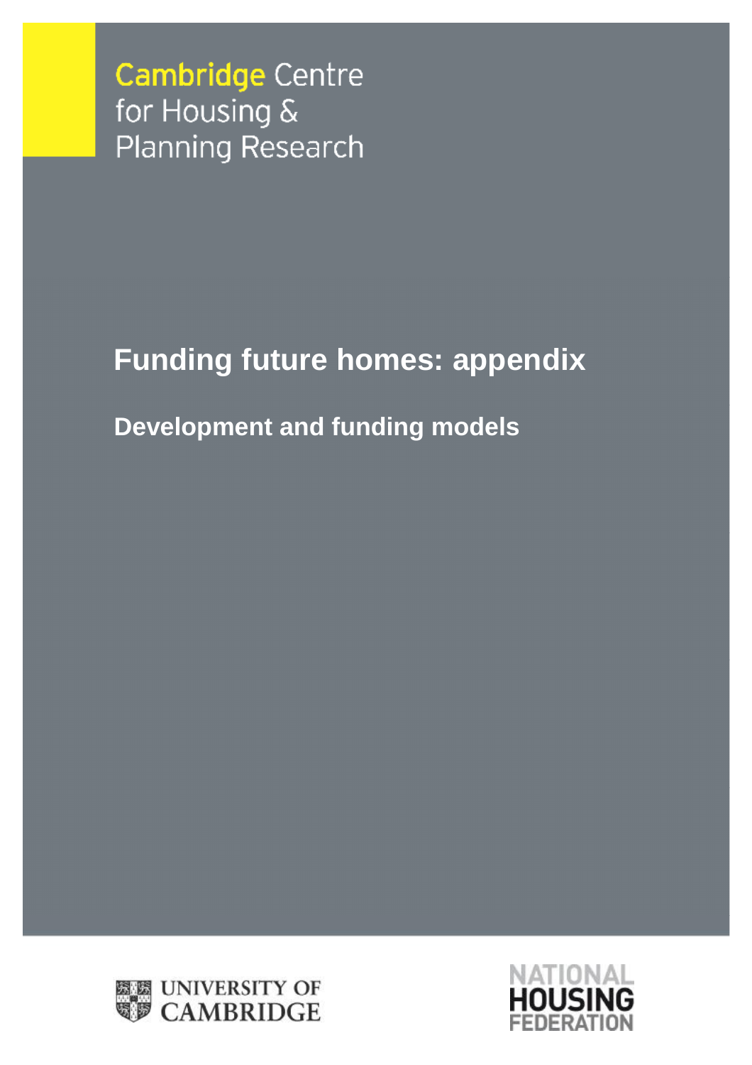Cambridge Centre for Housing & Planning Research

# Funding future homes: appendix

## Development and funding models

UNIVERSITY OF CAMBRIDGE

NATIONAL HOUSING FEDERATION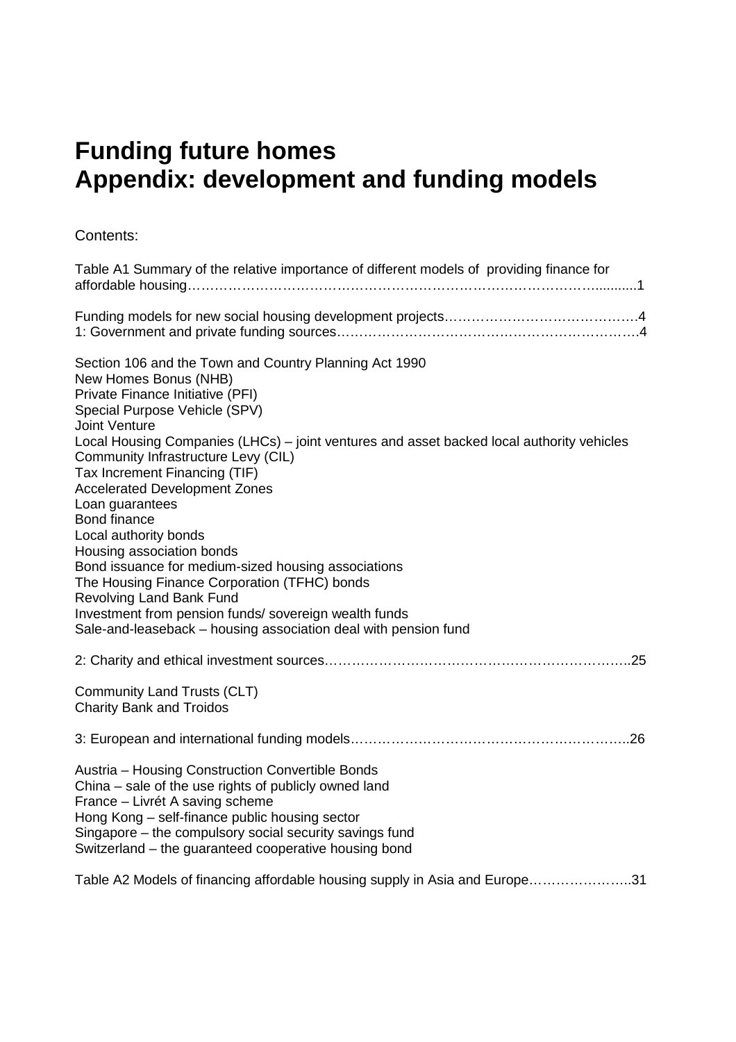# Funding future homes
# Appendix: development and funding models

Contents:

Table A1 Summary of the relative importance of different models of providing finance for affordable housing……………………………………………………………………………..........1

Funding models for new social housing development projects…………………………………….4
1: Government and private funding sources……………………………………………………….4

Section 106 and the Town and Country Planning Act 1990
New Homes Bonus (NHB)
Private Finance Initiative (PFI)
Special Purpose Vehicle (SPV)
Joint Venture
Local Housing Companies (LHCs) – joint ventures and asset backed local authority vehicles
Community Infrastructure Levy (CIL)
Tax Increment Financing (TIF)
Accelerated Development Zones
Loan guarantees
Bond finance
Local authority bonds
Housing association bonds
Bond issuance for medium-sized housing associations
The Housing Finance Corporation (TFHC) bonds
Revolving Land Bank Fund
Investment from pension funds/ sovereign wealth funds
Sale-and-leaseback – housing association deal with pension fund

2: Charity and ethical investment sources…………………………………………………………..25

Community Land Trusts (CLT)
Charity Bank and Troidos

3: European and international funding models……………………………………………………..26

Austria – Housing Construction Convertible Bonds
China – sale of the use rights of publicly owned land
France – Livrét A saving scheme
Hong Kong – self-finance public housing sector
Singapore – the compulsory social security savings fund
Switzerland – the guaranteed cooperative housing bond

Table A2 Models of financing affordable housing supply in Asia and Europe…………………..31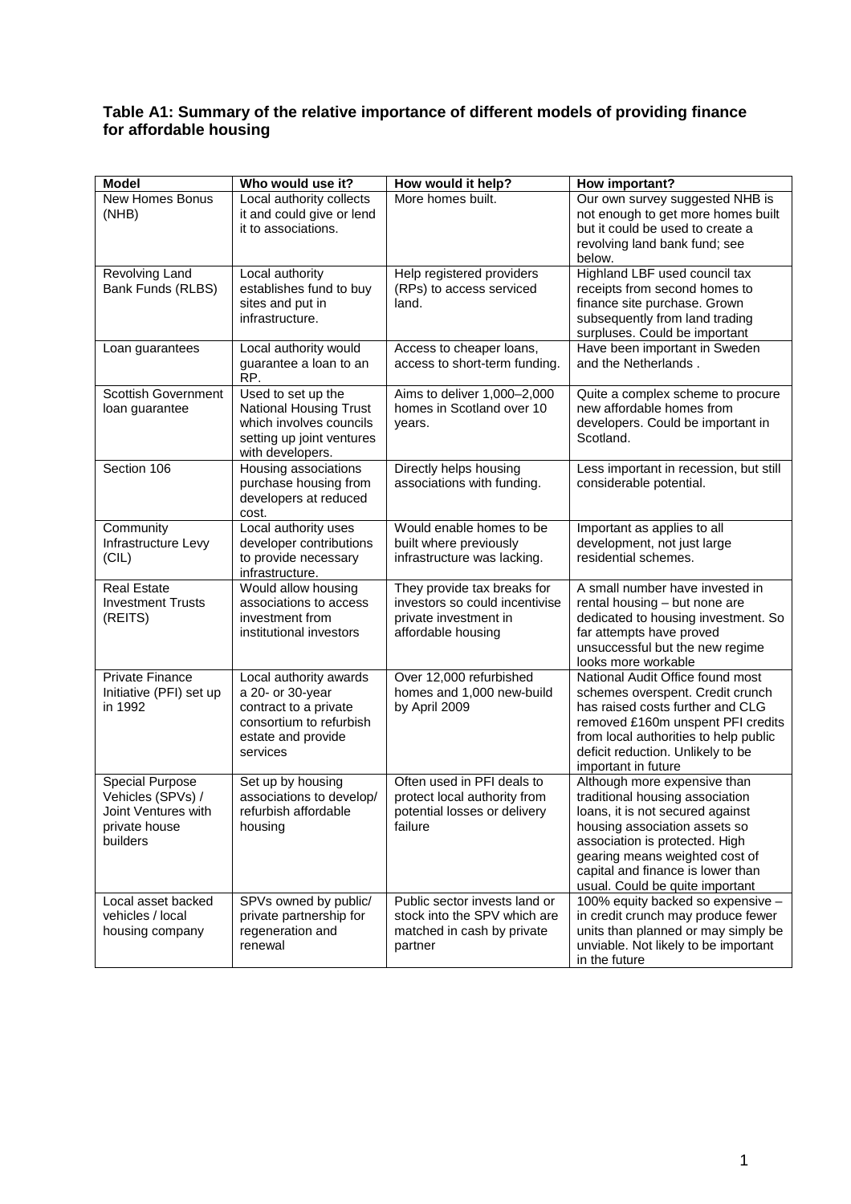**Table A1: Summary of the relative importance of different models of providing finance for affordable housing**

| Model | Who would use it? | How would it help? | How important? |
|---|---|---|---|
| New Homes Bonus (NHB) | Local authority collects it and could give or lend it to associations. | More homes built. | Our own survey suggested NHB is not enough to get more homes built but it could be used to create a revolving land bank fund; see below. |
| Revolving Land Bank Funds (RLBS) | Local authority establishes fund to buy sites and put in infrastructure. | Help registered providers (RPs) to access serviced land. | Highland LBF used council tax receipts from second homes to finance site purchase. Grown subsequently from land trading surpluses. Could be important |
| Loan guarantees | Local authority would guarantee a loan to an RP. | Access to cheaper loans, access to short-term funding. | Have been important in Sweden and the Netherlands . |
| Scottish Government loan guarantee | Used to set up the National Housing Trust which involves councils setting up joint ventures with developers. | Aims to deliver 1,000–2,000 homes in Scotland over 10 years. | Quite a complex scheme to procure new affordable homes from developers. Could be important in Scotland. |
| Section 106 | Housing associations purchase housing from developers at reduced cost. | Directly helps housing associations with funding. | Less important in recession, but still considerable potential. |
| Community Infrastructure Levy (CIL) | Local authority uses developer contributions to provide necessary infrastructure. | Would enable homes to be built where previously infrastructure was lacking. | Important as applies to all development, not just large residential schemes. |
| Real Estate Investment Trusts (REITS) | Would allow housing associations to access investment from institutional investors | They provide tax breaks for investors so could incentivise private investment in affordable housing | A small number have invested in rental housing – but none are dedicated to housing investment. So far attempts have proved unsuccessful but the new regime looks more workable |
| Private Finance Initiative (PFI) set up in 1992 | Local authority awards a 20- or 30-year contract to a private consortium to refurbish estate and provide services | Over 12,000 refurbished homes and 1,000 new-build by April 2009 | National Audit Office found most schemes overspent. Credit crunch has raised costs further and CLG removed £160m unspent PFI credits from local authorities to help public deficit reduction. Unlikely to be important in future |
| Special Purpose Vehicles (SPVs) / Joint Ventures with private house builders | Set up by housing associations to develop/ refurbish affordable housing | Often used in PFI deals to protect local authority from potential losses or delivery failure | Although more expensive than traditional housing association loans, it is not secured against housing association assets so association is protected. High gearing means weighted cost of capital and finance is lower than usual. Could be quite important |
| Local asset backed vehicles / local housing company | SPVs owned by public/ private partnership for regeneration and renewal | Public sector invests land or stock into the SPV which are matched in cash by private partner | 100% equity backed so expensive – in credit crunch may produce fewer units than planned or may simply be unviable. Not likely to be important in the future |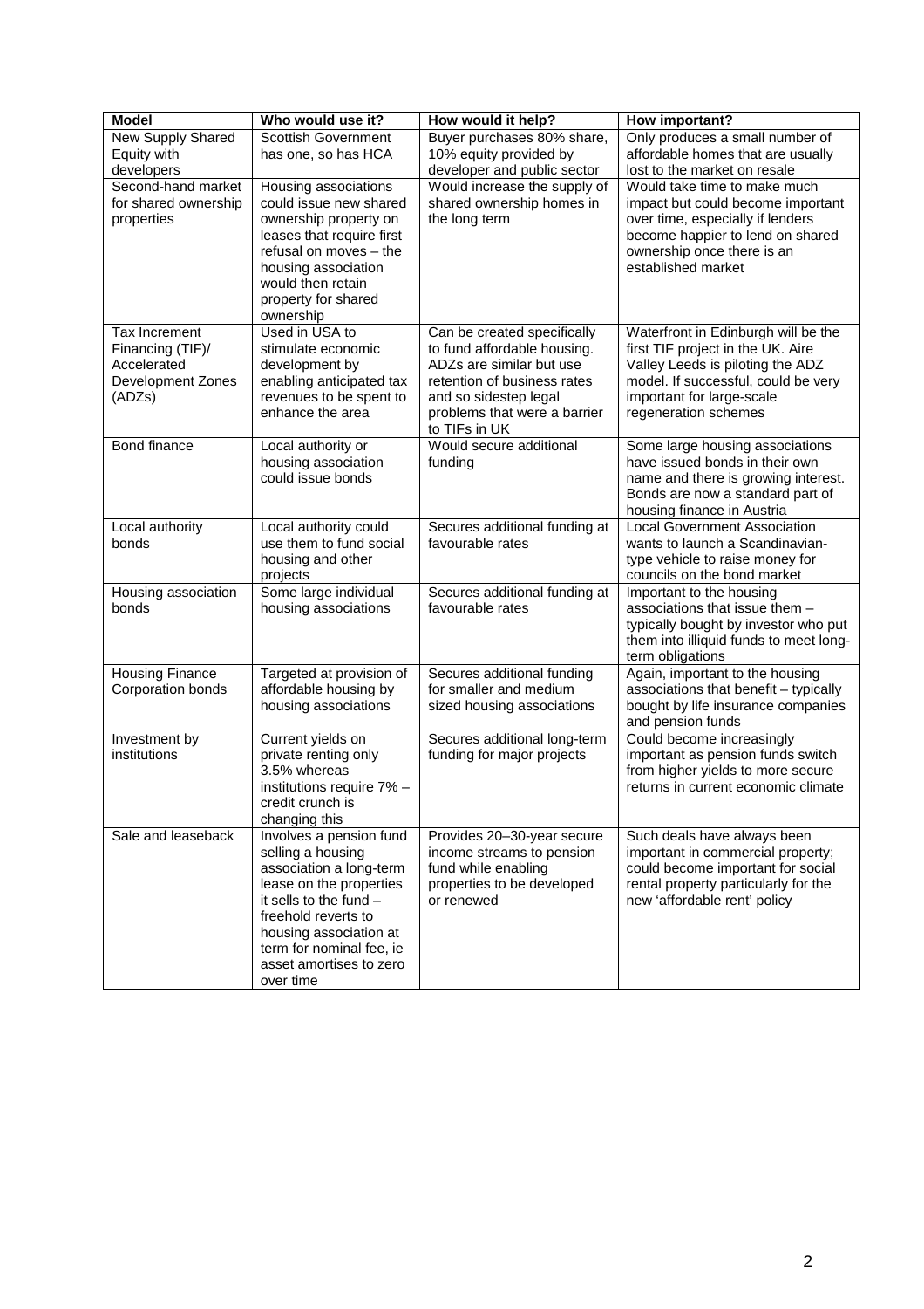| Model | Who would use it? | How would it help? | How important? |
|---|---|---|---|
| New Supply Shared Equity with developers | Scottish Government has one, so has HCA | Buyer purchases 80% share, 10% equity provided by developer and public sector | Only produces a small number of affordable homes that are usually lost to the market on resale |
| Second-hand market for shared ownership properties | Housing associations could issue new shared ownership property on leases that require first refusal on moves – the housing association would then retain property for shared ownership | Would increase the supply of shared ownership homes in the long term | Would take time to make much impact but could become important over time, especially if lenders become happier to lend on shared ownership once there is an established market |
| Tax Increment Financing (TIF)/ Accelerated Development Zones (ADZs) | Used in USA to stimulate economic development by enabling anticipated tax revenues to be spent to enhance the area | Can be created specifically to fund affordable housing. ADZs are similar but use retention of business rates and so sidestep legal problems that were a barrier to TIFs in UK | Waterfront in Edinburgh will be the first TIF project in the UK. Aire Valley Leeds is piloting the ADZ model. If successful, could be very important for large-scale regeneration schemes |
| Bond finance | Local authority or housing association could issue bonds | Would secure additional funding | Some large housing associations have issued bonds in their own name and there is growing interest. Bonds are now a standard part of housing finance in Austria |
| Local authority bonds | Local authority could use them to fund social housing and other projects | Secures additional funding at favourable rates | Local Government Association wants to launch a Scandinavian-type vehicle to raise money for councils on the bond market |
| Housing association bonds | Some large individual housing associations | Secures additional funding at favourable rates | Important to the housing associations that issue them – typically bought by investor who put them into illiquid funds to meet long-term obligations |
| Housing Finance Corporation bonds | Targeted at provision of affordable housing by housing associations | Secures additional funding for smaller and medium sized housing associations | Again, important to the housing associations that benefit – typically bought by life insurance companies and pension funds |
| Investment by institutions | Current yields on private renting only 3.5% whereas institutions require 7% – credit crunch is changing this | Secures additional long-term funding for major projects | Could become increasingly important as pension funds switch from higher yields to more secure returns in current economic climate |
| Sale and leaseback | Involves a pension fund selling a housing association a long-term lease on the properties it sells to the fund – freehold reverts to housing association at term for nominal fee, ie asset amortises to zero over time | Provides 20–30-year secure income streams to pension fund while enabling properties to be developed or renewed | Such deals have always been important in commercial property; could become important for social rental property particularly for the new 'affordable rent' policy |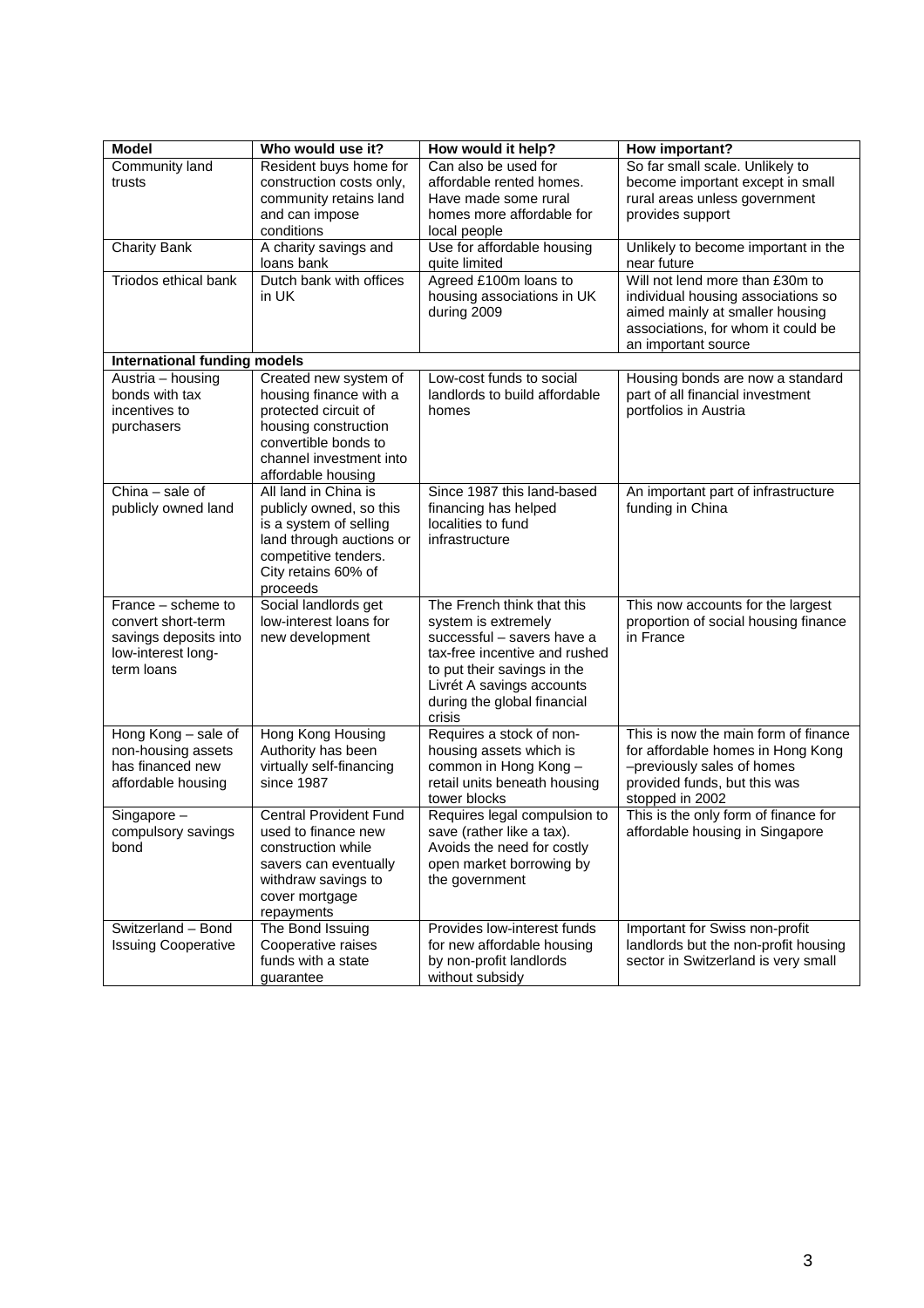| Model | Who would use it? | How would it help? | How important? |
|---|---|---|---|
| Community land trusts | Resident buys home for construction costs only, community retains land and can impose conditions | Can also be used for affordable rented homes. Have made some rural homes more affordable for local people | So far small scale. Unlikely to become important except in small rural areas unless government provides support |
| Charity Bank | A charity savings and loans bank | Use for affordable housing quite limited | Unlikely to become important in the near future |
| Triodos ethical bank | Dutch bank with offices in UK | Agreed £100m loans to housing associations in UK during 2009 | Will not lend more than £30m to individual housing associations so aimed mainly at smaller housing associations, for whom it could be an important source |
| **International funding models** | | | |
| Austria – housing bonds with tax incentives to purchasers | Created new system of housing finance with a protected circuit of housing construction convertible bonds to channel investment into affordable housing | Low-cost funds to social landlords to build affordable homes | Housing bonds are now a standard part of all financial investment portfolios in Austria |
| China – sale of publicly owned land | All land in China is publicly owned, so this is a system of selling land through auctions or competitive tenders. City retains 60% of proceeds | Since 1987 this land-based financing has helped localities to fund infrastructure | An important part of infrastructure funding in China |
| France – scheme to convert short-term savings deposits into low-interest long-term loans | Social landlords get low-interest loans for new development | The French think that this system is extremely successful – savers have a tax-free incentive and rushed to put their savings in the Livrét A savings accounts during the global financial crisis | This now accounts for the largest proportion of social housing finance in France |
| Hong Kong – sale of non-housing assets has financed new affordable housing | Hong Kong Housing Authority has been virtually self-financing since 1987 | Requires a stock of non-housing assets which is common in Hong Kong – retail units beneath housing tower blocks | This is now the main form of finance for affordable homes in Hong Kong –previously sales of homes provided funds, but this was stopped in 2002 |
| Singapore – compulsory savings bond | Central Provident Fund used to finance new construction while savers can eventually withdraw savings to cover mortgage repayments | Requires legal compulsion to save (rather like a tax). Avoids the need for costly open market borrowing by the government | This is the only form of finance for affordable housing in Singapore |
| Switzerland – Bond Issuing Cooperative | The Bond Issuing Cooperative raises funds with a state guarantee | Provides low-interest funds for new affordable housing by non-profit landlords without subsidy | Important for Swiss non-profit landlords but the non-profit housing sector in Switzerland is very small |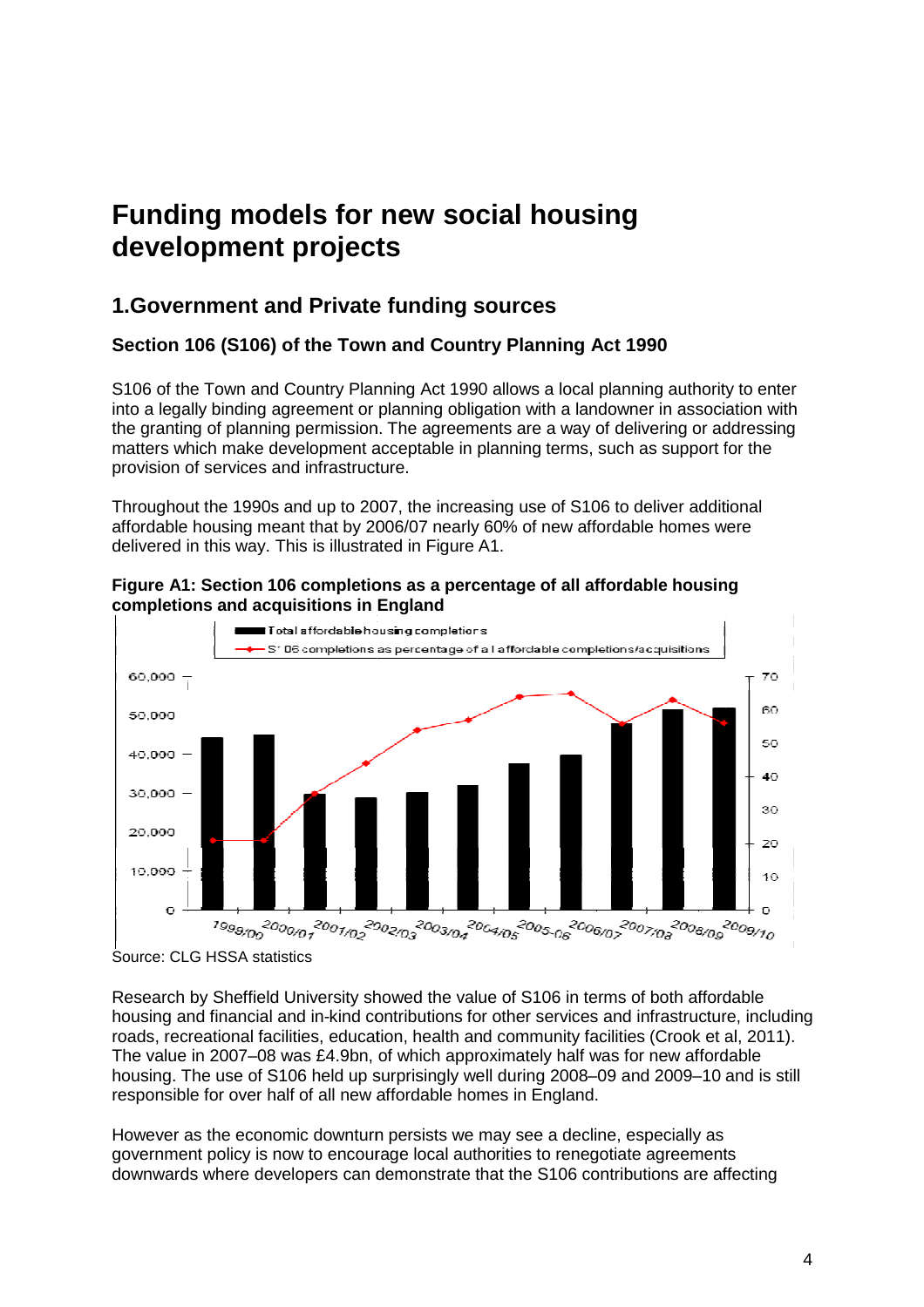# Funding models for new social housing development projects

## 1.Government and Private funding sources

### Section 106 (S106) of the Town and Country Planning Act 1990

S106 of the Town and Country Planning Act 1990 allows a local planning authority to enter into a legally binding agreement or planning obligation with a landowner in association with the granting of planning permission. The agreements are a way of delivering or addressing matters which make development acceptable in planning terms, such as support for the provision of services and infrastructure.

Throughout the 1990s and up to 2007, the increasing use of S106 to deliver additional affordable housing meant that by 2006/07 nearly 60% of new affordable homes were delivered in this way. This is illustrated in Figure A1.

**Figure A1: Section 106 completions as a percentage of all affordable housing completions and acquisitions in England**

Source: CLG HSSA statistics

Research by Sheffield University showed the value of S106 in terms of both affordable housing and financial and in-kind contributions for other services and infrastructure, including roads, recreational facilities, education, health and community facilities (Crook et al, 2011). The value in 2007–08 was £4.9bn, of which approximately half was for new affordable housing. The use of S106 held up surprisingly well during 2008–09 and 2009–10 and is still responsible for over half of all new affordable homes in England.

However as the economic downturn persists we may see a decline, especially as government policy is now to encourage local authorities to renegotiate agreements downwards where developers can demonstrate that the S106 contributions are affecting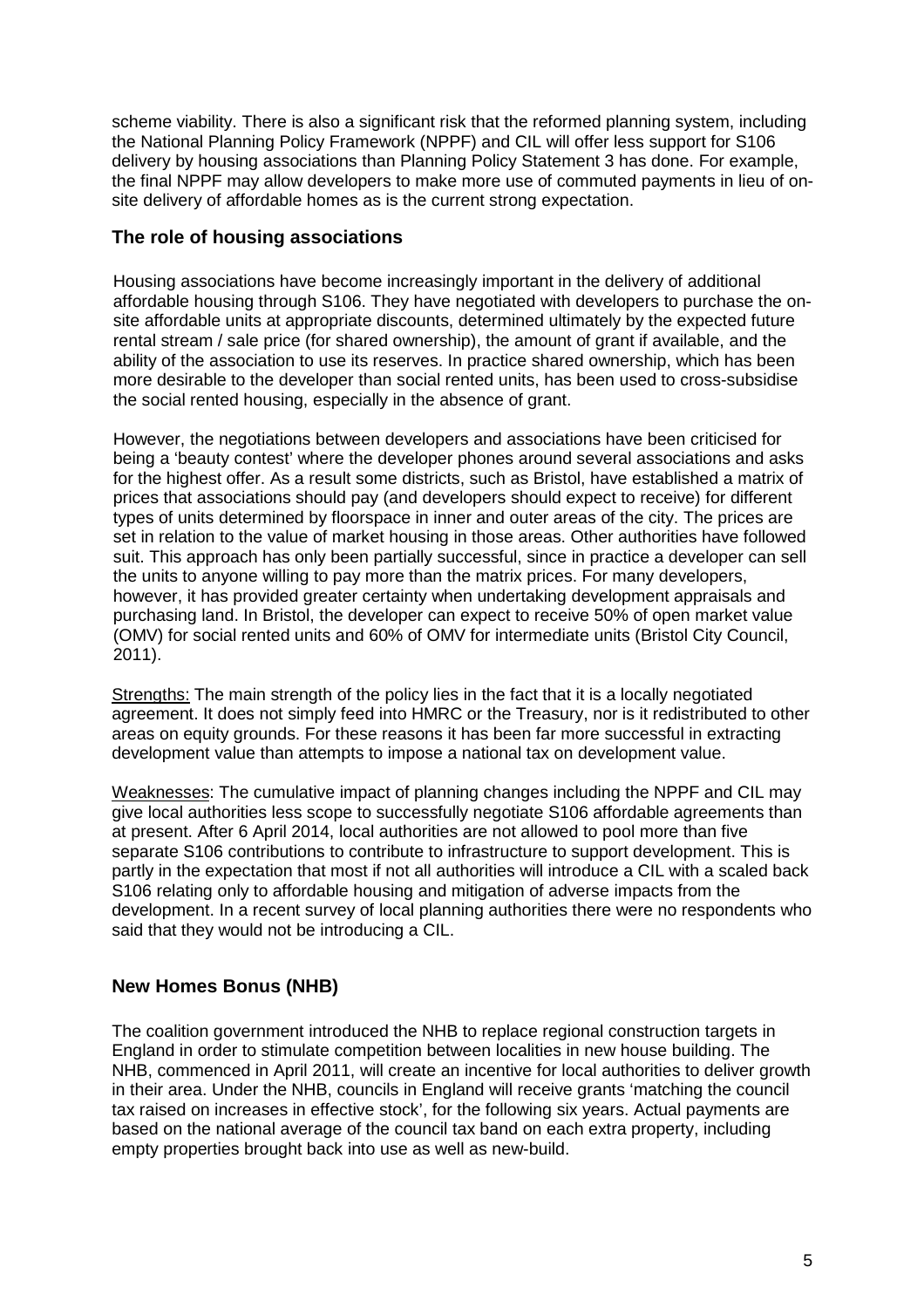scheme viability. There is also a significant risk that the reformed planning system, including the National Planning Policy Framework (NPPF) and CIL will offer less support for S106 delivery by housing associations than Planning Policy Statement 3 has done. For example, the final NPPF may allow developers to make more use of commuted payments in lieu of on-site delivery of affordable homes as is the current strong expectation.

### The role of housing associations

Housing associations have become increasingly important in the delivery of additional affordable housing through S106. They have negotiated with developers to purchase the on-site affordable units at appropriate discounts, determined ultimately by the expected future rental stream / sale price (for shared ownership), the amount of grant if available, and the ability of the association to use its reserves. In practice shared ownership, which has been more desirable to the developer than social rented units, has been used to cross-subsidise the social rented housing, especially in the absence of grant.

However, the negotiations between developers and associations have been criticised for being a 'beauty contest' where the developer phones around several associations and asks for the highest offer. As a result some districts, such as Bristol, have established a matrix of prices that associations should pay (and developers should expect to receive) for different types of units determined by floorspace in inner and outer areas of the city. The prices are set in relation to the value of market housing in those areas. Other authorities have followed suit. This approach has only been partially successful, since in practice a developer can sell the units to anyone willing to pay more than the matrix prices. For many developers, however, it has provided greater certainty when undertaking development appraisals and purchasing land. In Bristol, the developer can expect to receive 50% of open market value (OMV) for social rented units and 60% of OMV for intermediate units (Bristol City Council, 2011).

Strengths: The main strength of the policy lies in the fact that it is a locally negotiated agreement. It does not simply feed into HMRC or the Treasury, nor is it redistributed to other areas on equity grounds. For these reasons it has been far more successful in extracting development value than attempts to impose a national tax on development value.

Weaknesses: The cumulative impact of planning changes including the NPPF and CIL may give local authorities less scope to successfully negotiate S106 affordable agreements than at present. After 6 April 2014, local authorities are not allowed to pool more than five separate S106 contributions to contribute to infrastructure to support development. This is partly in the expectation that most if not all authorities will introduce a CIL with a scaled back S106 relating only to affordable housing and mitigation of adverse impacts from the development. In a recent survey of local planning authorities there were no respondents who said that they would not be introducing a CIL.

## New Homes Bonus (NHB)

The coalition government introduced the NHB to replace regional construction targets in England in order to stimulate competition between localities in new house building. The NHB, commenced in April 2011, will create an incentive for local authorities to deliver growth in their area. Under the NHB, councils in England will receive grants 'matching the council tax raised on increases in effective stock', for the following six years. Actual payments are based on the national average of the council tax band on each extra property, including empty properties brought back into use as well as new-build.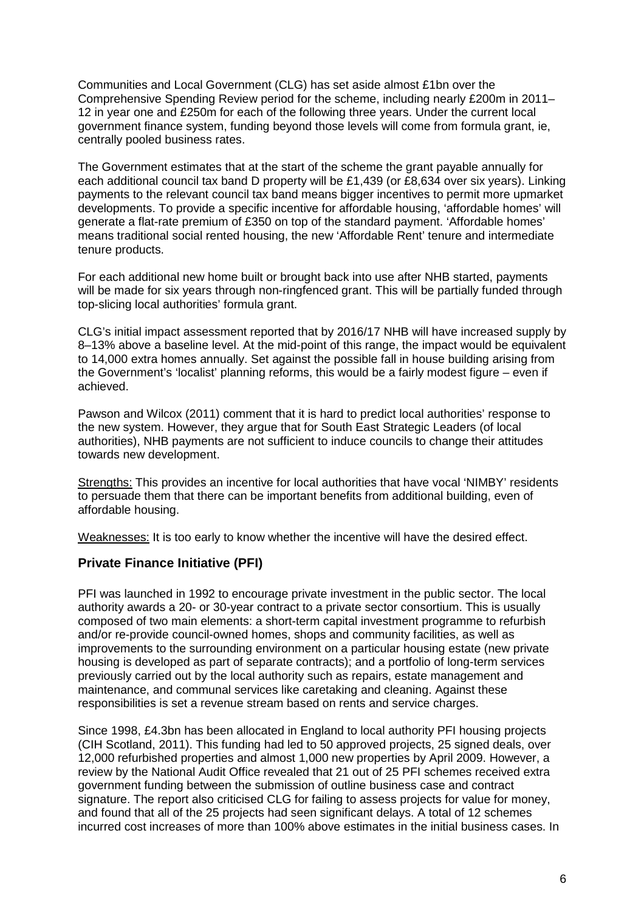Communities and Local Government (CLG) has set aside almost £1bn over the Comprehensive Spending Review period for the scheme, including nearly £200m in 2011–12 in year one and £250m for each of the following three years. Under the current local government finance system, funding beyond those levels will come from formula grant, ie, centrally pooled business rates.

The Government estimates that at the start of the scheme the grant payable annually for each additional council tax band D property will be £1,439 (or £8,634 over six years). Linking payments to the relevant council tax band means bigger incentives to permit more upmarket developments. To provide a specific incentive for affordable housing, 'affordable homes' will generate a flat-rate premium of £350 on top of the standard payment. 'Affordable homes' means traditional social rented housing, the new 'Affordable Rent' tenure and intermediate tenure products.

For each additional new home built or brought back into use after NHB started, payments will be made for six years through non-ringfenced grant. This will be partially funded through top-slicing local authorities' formula grant.

CLG's initial impact assessment reported that by 2016/17 NHB will have increased supply by 8–13% above a baseline level. At the mid-point of this range, the impact would be equivalent to 14,000 extra homes annually. Set against the possible fall in house building arising from the Government's 'localist' planning reforms, this would be a fairly modest figure – even if achieved.

Pawson and Wilcox (2011) comment that it is hard to predict local authorities' response to the new system. However, they argue that for South East Strategic Leaders (of local authorities), NHB payments are not sufficient to induce councils to change their attitudes towards new development.

Strengths: This provides an incentive for local authorities that have vocal 'NIMBY' residents to persuade them that there can be important benefits from additional building, even of affordable housing.

Weaknesses: It is too early to know whether the incentive will have the desired effect.

### Private Finance Initiative (PFI)

PFI was launched in 1992 to encourage private investment in the public sector. The local authority awards a 20- or 30-year contract to a private sector consortium. This is usually composed of two main elements: a short-term capital investment programme to refurbish and/or re-provide council-owned homes, shops and community facilities, as well as improvements to the surrounding environment on a particular housing estate (new private housing is developed as part of separate contracts); and a portfolio of long-term services previously carried out by the local authority such as repairs, estate management and maintenance, and communal services like caretaking and cleaning. Against these responsibilities is set a revenue stream based on rents and service charges.

Since 1998, £4.3bn has been allocated in England to local authority PFI housing projects (CIH Scotland, 2011). This funding had led to 50 approved projects, 25 signed deals, over 12,000 refurbished properties and almost 1,000 new properties by April 2009. However, a review by the National Audit Office revealed that 21 out of 25 PFI schemes received extra government funding between the submission of outline business case and contract signature. The report also criticised CLG for failing to assess projects for value for money, and found that all of the 25 projects had seen significant delays. A total of 12 schemes incurred cost increases of more than 100% above estimates in the initial business cases. In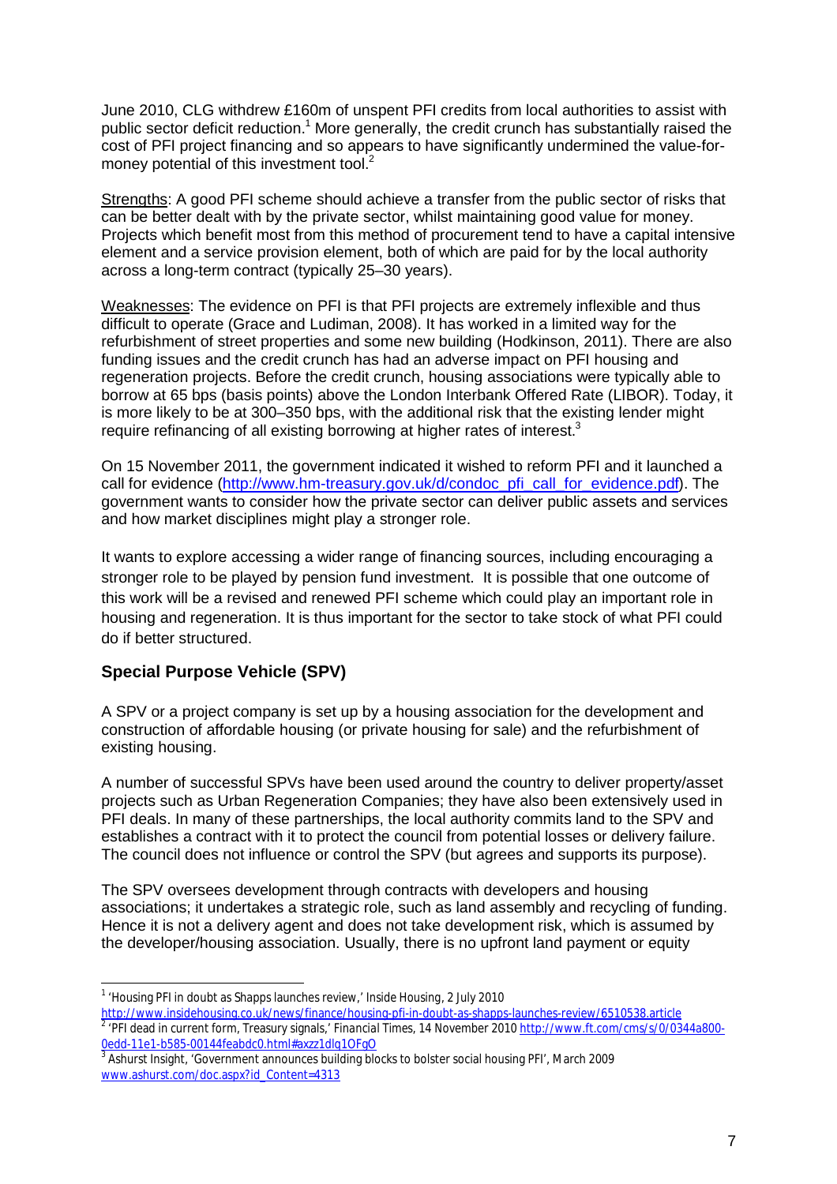June 2010, CLG withdrew £160m of unspent PFI credits from local authorities to assist with public sector deficit reduction.[1] More generally, the credit crunch has substantially raised the cost of PFI project financing and so appears to have significantly undermined the value-for-money potential of this investment tool.[2]

Strengths: A good PFI scheme should achieve a transfer from the public sector of risks that can be better dealt with by the private sector, whilst maintaining good value for money. Projects which benefit most from this method of procurement tend to have a capital intensive element and a service provision element, both of which are paid for by the local authority across a long-term contract (typically 25–30 years).

Weaknesses: The evidence on PFI is that PFI projects are extremely inflexible and thus difficult to operate (Grace and Ludiman, 2008). It has worked in a limited way for the refurbishment of street properties and some new building (Hodkinson, 2011). There are also funding issues and the credit crunch has had an adverse impact on PFI housing and regeneration projects. Before the credit crunch, housing associations were typically able to borrow at 65 bps (basis points) above the London Interbank Offered Rate (LIBOR). Today, it is more likely to be at 300–350 bps, with the additional risk that the existing lender might require refinancing of all existing borrowing at higher rates of interest.[3]

On 15 November 2011, the government indicated it wished to reform PFI and it launched a call for evidence (http://www.hm-treasury.gov.uk/d/condoc_pfi_call_for_evidence.pdf). The government wants to consider how the private sector can deliver public assets and services and how market disciplines might play a stronger role.

It wants to explore accessing a wider range of financing sources, including encouraging a stronger role to be played by pension fund investment. It is possible that one outcome of this work will be a revised and renewed PFI scheme which could play an important role in housing and regeneration. It is thus important for the sector to take stock of what PFI could do if better structured.

## Special Purpose Vehicle (SPV)

A SPV or a project company is set up by a housing association for the development and construction of affordable housing (or private housing for sale) and the refurbishment of existing housing.

A number of successful SPVs have been used around the country to deliver property/asset projects such as Urban Regeneration Companies; they have also been extensively used in PFI deals. In many of these partnerships, the local authority commits land to the SPV and establishes a contract with it to protect the council from potential losses or delivery failure. The council does not influence or control the SPV (but agrees and supports its purpose).

The SPV oversees development through contracts with developers and housing associations; it undertakes a strategic role, such as land assembly and recycling of funding. Hence it is not a delivery agent and does not take development risk, which is assumed by the developer/housing association. Usually, there is no upfront land payment or equity

---

[1] 'Housing PFI in doubt as Shapps launches review,' Inside Housing, 2 July 2010 http://www.insidehousing.co.uk/news/finance/housing-pfi-in-doubt-as-shapps-launches-review/6510538.article

[2] 'PFI dead in current form, Treasury signals,' Financial Times, 14 November 2010 http://www.ft.com/cms/s/0/0344a800-0edd-11e1-b585-00144feabdc0.html#axzz1dlg1OFgO

[3] Ashurst Insight, 'Government announces building blocks to bolster social housing PFI', March 2009 www.ashurst.com/doc.aspx?id_Content=4313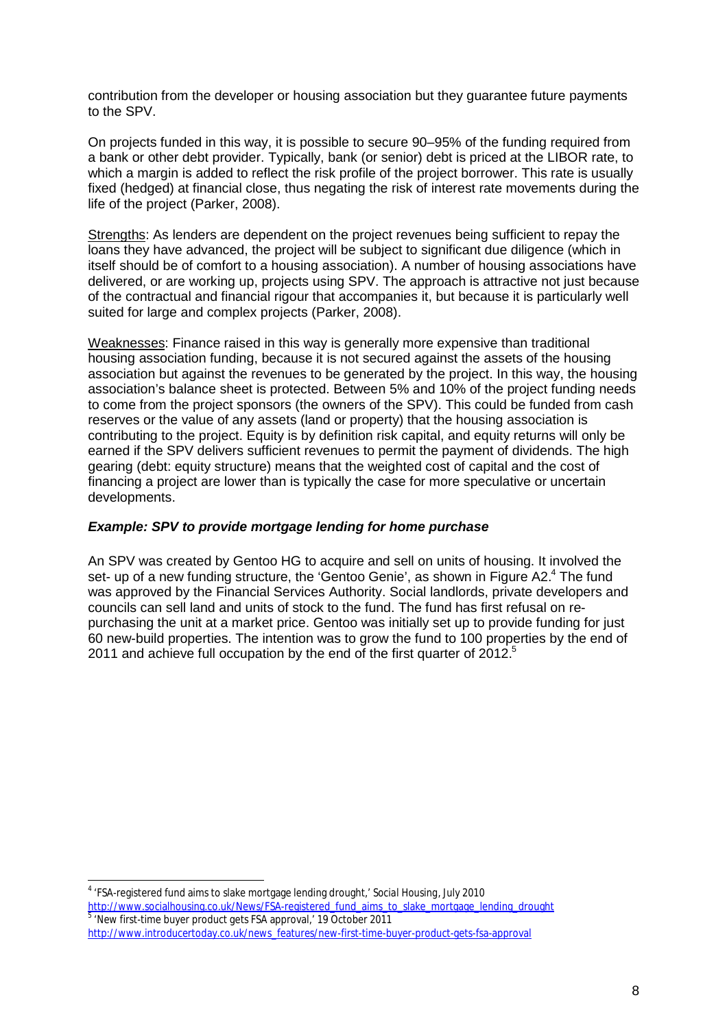contribution from the developer or housing association but they guarantee future payments to the SPV.

On projects funded in this way, it is possible to secure 90–95% of the funding required from a bank or other debt provider. Typically, bank (or senior) debt is priced at the LIBOR rate, to which a margin is added to reflect the risk profile of the project borrower. This rate is usually fixed (hedged) at financial close, thus negating the risk of interest rate movements during the life of the project (Parker, 2008).

<u>Strengths</u>: As lenders are dependent on the project revenues being sufficient to repay the loans they have advanced, the project will be subject to significant due diligence (which in itself should be of comfort to a housing association). A number of housing associations have delivered, or are working up, projects using SPV. The approach is attractive not just because of the contractual and financial rigour that accompanies it, but because it is particularly well suited for large and complex projects (Parker, 2008).

<u>Weaknesses</u>: Finance raised in this way is generally more expensive than traditional housing association funding, because it is not secured against the assets of the housing association but against the revenues to be generated by the project. In this way, the housing association's balance sheet is protected. Between 5% and 10% of the project funding needs to come from the project sponsors (the owners of the SPV). This could be funded from cash reserves or the value of any assets (land or property) that the housing association is contributing to the project. Equity is by definition risk capital, and equity returns will only be earned if the SPV delivers sufficient revenues to permit the payment of dividends. The high gearing (debt: equity structure) means that the weighted cost of capital and the cost of financing a project are lower than is typically the case for more speculative or uncertain developments.

### ***Example: SPV to provide mortgage lending for home purchase***

An SPV was created by Gentoo HG to acquire and sell on units of housing. It involved the set- up of a new funding structure, the 'Gentoo Genie', as shown in Figure A2.[4] The fund was approved by the Financial Services Authority. Social landlords, private developers and councils can sell land and units of stock to the fund. The fund has first refusal on re-purchasing the unit at a market price. Gentoo was initially set up to provide funding for just 60 new-build properties. The intention was to grow the fund to 100 properties by the end of 2011 and achieve full occupation by the end of the first quarter of 2012.[5]

---

[4] 'FSA-registered fund aims to slake mortgage lending drought,' *Social Housing*, July 2010 http://www.socialhousing.co.uk/News/FSA-registered_fund_aims_to_slake_mortgage_lending_drought

[5] 'New first-time buyer product gets FSA approval,' 19 October 2011 http://www.introducertoday.co.uk/news_features/new-first-time-buyer-product-gets-fsa-approval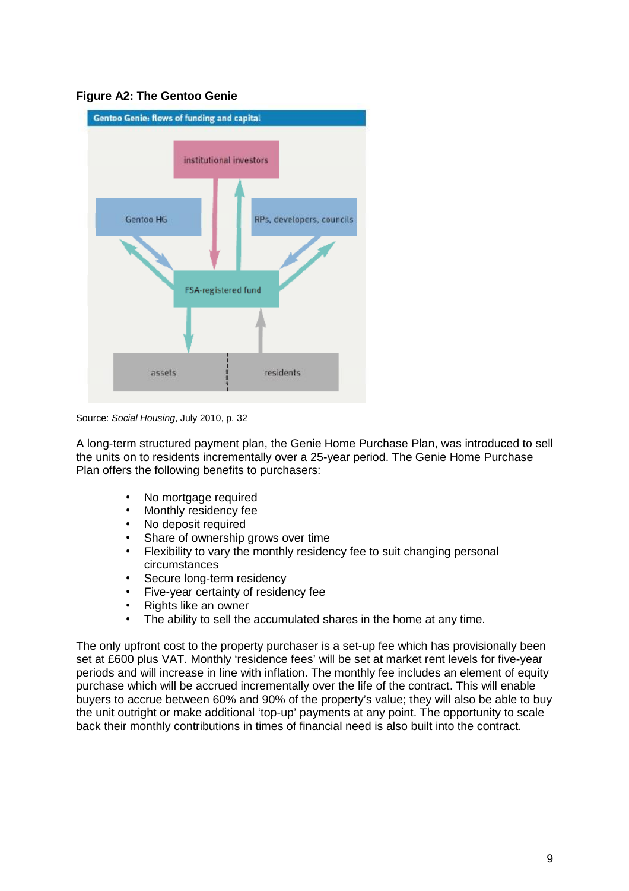**Figure A2: The Gentoo Genie**

Gentoo Genie: flows of funding and capital

institutional investors

Gentoo HG

RPs, developers, councils

FSA-registered fund

assets

residents

Source: *Social Housing*, July 2010, p. 32

A long-term structured payment plan, the Genie Home Purchase Plan, was introduced to sell the units on to residents incrementally over a 25-year period. The Genie Home Purchase Plan offers the following benefits to purchasers:

- No mortgage required
- Monthly residency fee
- No deposit required
- Share of ownership grows over time
- Flexibility to vary the monthly residency fee to suit changing personal circumstances
- Secure long-term residency
- Five-year certainty of residency fee
- Rights like an owner
- The ability to sell the accumulated shares in the home at any time.

The only upfront cost to the property purchaser is a set-up fee which has provisionally been set at £600 plus VAT. Monthly 'residence fees' will be set at market rent levels for five-year periods and will increase in line with inflation. The monthly fee includes an element of equity purchase which will be accrued incrementally over the life of the contract. This will enable buyers to accrue between 60% and 90% of the property's value; they will also be able to buy the unit outright or make additional 'top-up' payments at any point. The opportunity to scale back their monthly contributions in times of financial need is also built into the contract.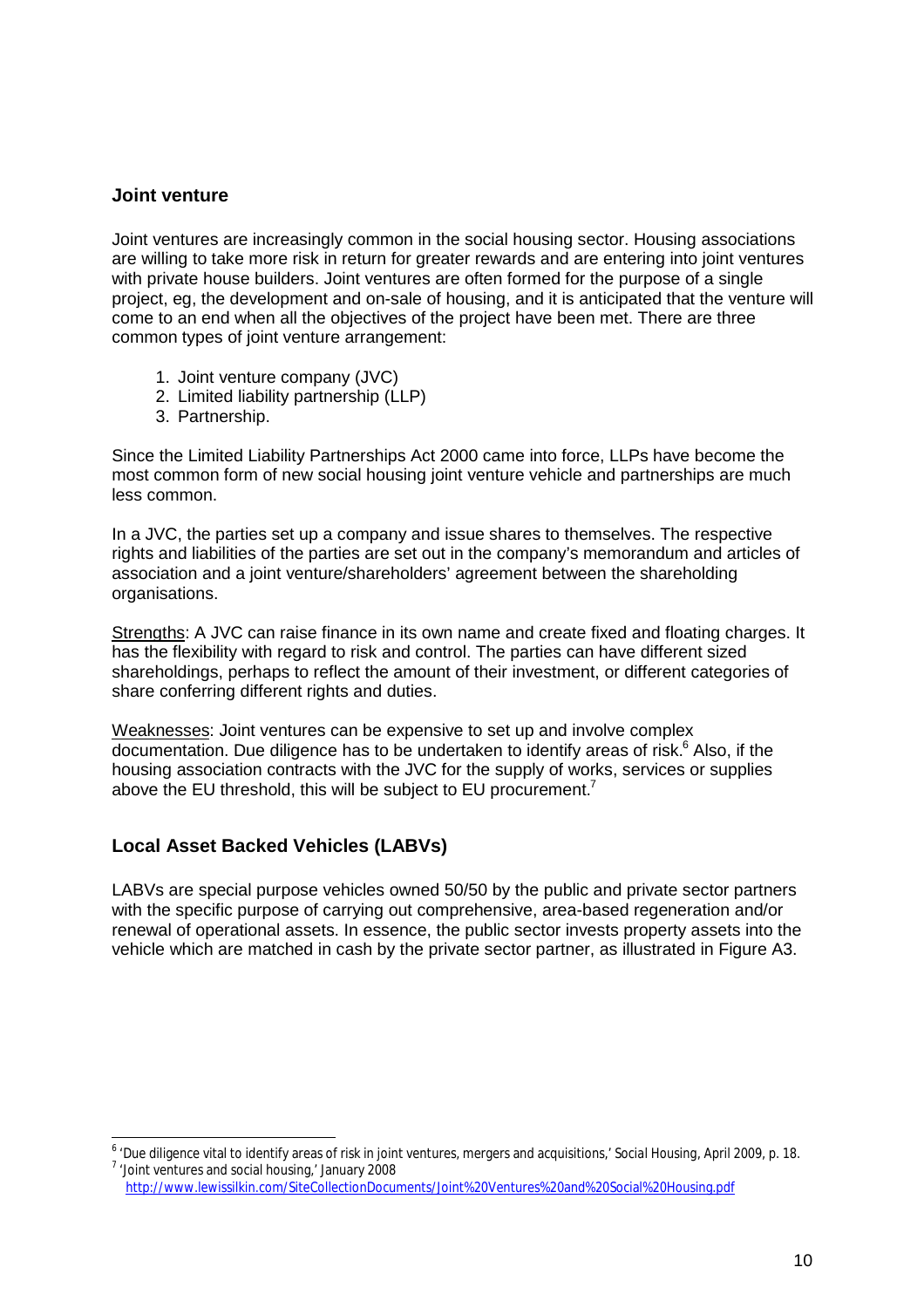## Joint venture

Joint ventures are increasingly common in the social housing sector. Housing associations are willing to take more risk in return for greater rewards and are entering into joint ventures with private house builders. Joint ventures are often formed for the purpose of a single project, eg, the development and on-sale of housing, and it is anticipated that the venture will come to an end when all the objectives of the project have been met. There are three common types of joint venture arrangement:

1. Joint venture company (JVC)
2. Limited liability partnership (LLP)
3. Partnership.

Since the Limited Liability Partnerships Act 2000 came into force, LLPs have become the most common form of new social housing joint venture vehicle and partnerships are much less common.

In a JVC, the parties set up a company and issue shares to themselves. The respective rights and liabilities of the parties are set out in the company's memorandum and articles of association and a joint venture/shareholders' agreement between the shareholding organisations.

Strengths: A JVC can raise finance in its own name and create fixed and floating charges. It has the flexibility with regard to risk and control. The parties can have different sized shareholdings, perhaps to reflect the amount of their investment, or different categories of share conferring different rights and duties.

Weaknesses: Joint ventures can be expensive to set up and involve complex documentation. Due diligence has to be undertaken to identify areas of risk.[6] Also, if the housing association contracts with the JVC for the supply of works, services or supplies above the EU threshold, this will be subject to EU procurement.[7]

## Local Asset Backed Vehicles (LABVs)

LABVs are special purpose vehicles owned 50/50 by the public and private sector partners with the specific purpose of carrying out comprehensive, area-based regeneration and/or renewal of operational assets. In essence, the public sector invests property assets into the vehicle which are matched in cash by the private sector partner, as illustrated in Figure A3.

[6] 'Due diligence vital to identify areas of risk in joint ventures, mergers and acquisitions,' *Social Housing*, April 2009, p. 18.

[7] 'Joint ventures and social housing,' January 2008 http://www.lewissilkin.com/SiteCollectionDocuments/Joint%20Ventures%20and%20Social%20Housing.pdf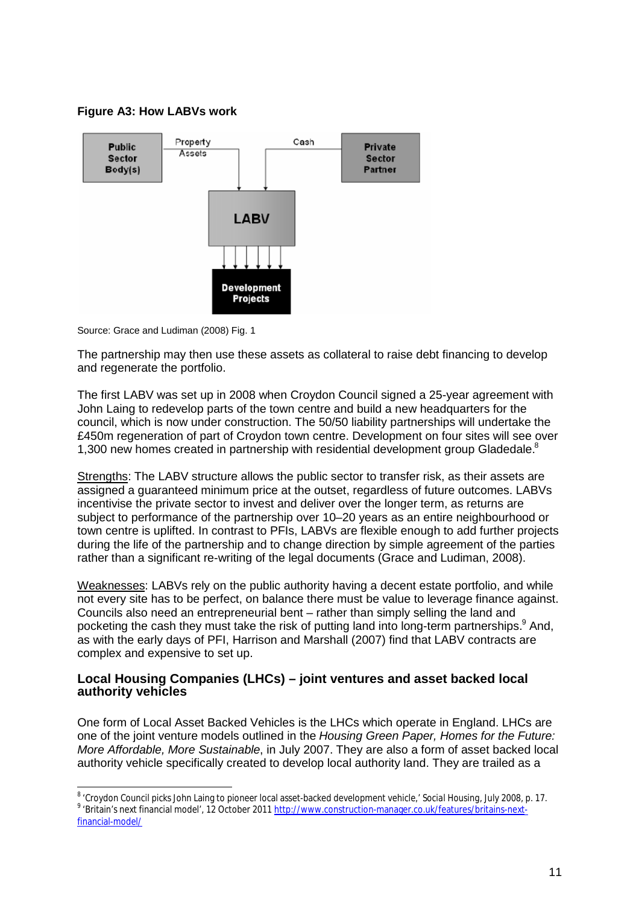**Figure A3: How LABVs work**

Public Sector Body(s) → Property Assets → LABV

Private Sector Partner → Cash → LABV

LABV → Development Projects

Source: Grace and Ludiman (2008) Fig. 1

The partnership may then use these assets as collateral to raise debt financing to develop and regenerate the portfolio.

The first LABV was set up in 2008 when Croydon Council signed a 25-year agreement with John Laing to redevelop parts of the town centre and build a new headquarters for the council, which is now under construction. The 50/50 liability partnerships will undertake the £450m regeneration of part of Croydon town centre. Development on four sites will see over 1,300 new homes created in partnership with residential development group Gladedale.[8]

Strengths: The LABV structure allows the public sector to transfer risk, as their assets are assigned a guaranteed minimum price at the outset, regardless of future outcomes. LABVs incentivise the private sector to invest and deliver over the longer term, as returns are subject to performance of the partnership over 10–20 years as an entire neighbourhood or town centre is uplifted. In contrast to PFIs, LABVs are flexible enough to add further projects during the life of the partnership and to change direction by simple agreement of the parties rather than a significant re-writing of the legal documents (Grace and Ludiman, 2008).

Weaknesses: LABVs rely on the public authority having a decent estate portfolio, and while not every site has to be perfect, on balance there must be value to leverage finance against. Councils also need an entrepreneurial bent – rather than simply selling the land and pocketing the cash they must take the risk of putting land into long-term partnerships.[9] And, as with the early days of PFI, Harrison and Marshall (2007) find that LABV contracts are complex and expensive to set up.

### Local Housing Companies (LHCs) – joint ventures and asset backed local authority vehicles

One form of Local Asset Backed Vehicles is the LHCs which operate in England. LHCs are one of the joint venture models outlined in the *Housing Green Paper, Homes for the Future: More Affordable, More Sustainable*, in July 2007. They are also a form of asset backed local authority vehicle specifically created to develop local authority land. They are trailed as a

---

[8] 'Croydon Council picks John Laing to pioneer local asset-backed development vehicle,' Social Housing, July 2008, p. 17.

[9] 'Britain's next financial model', 12 October 2011 http://www.construction-manager.co.uk/features/britains-next-financial-model/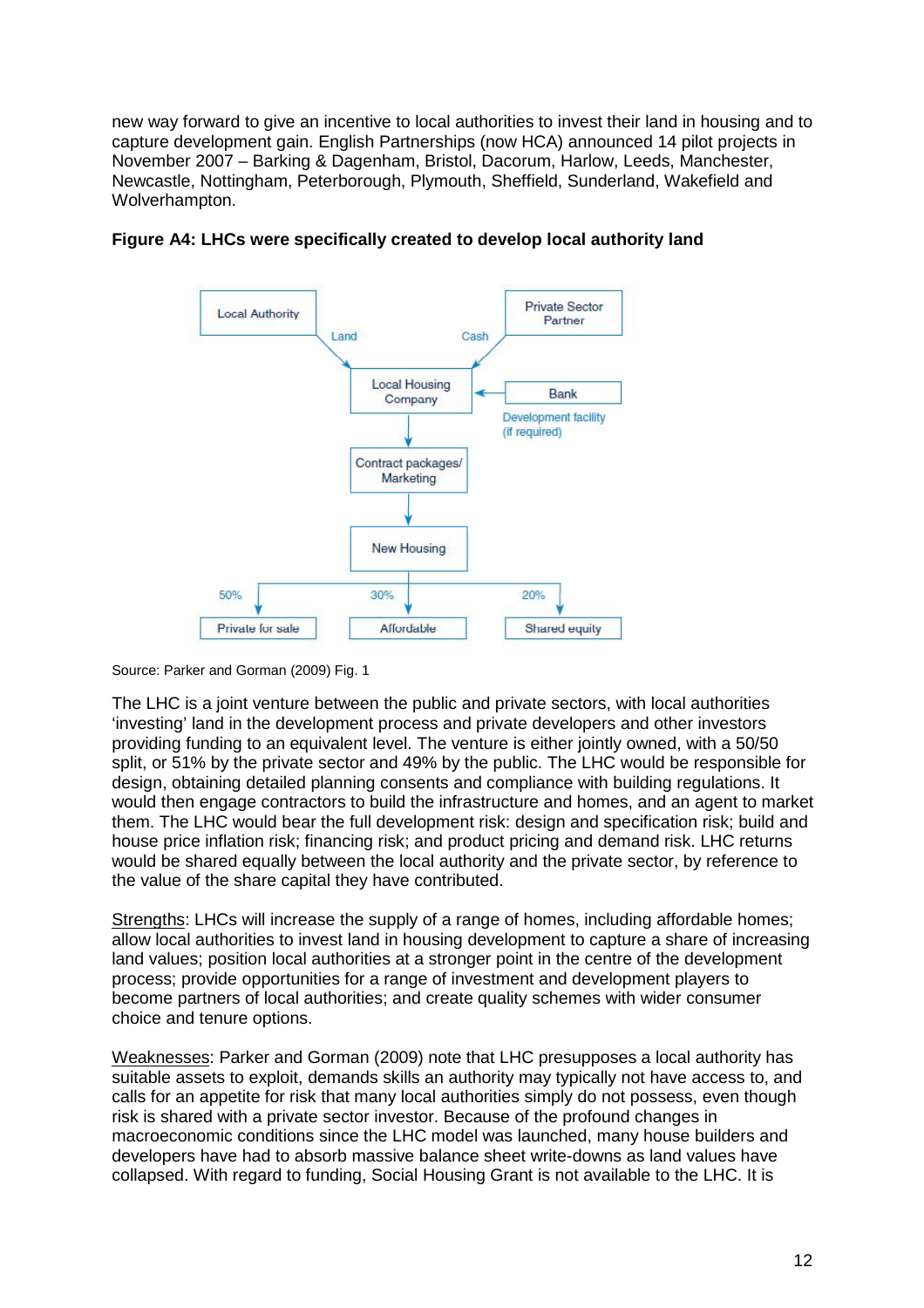new way forward to give an incentive to local authorities to invest their land in housing and to capture development gain. English Partnerships (now HCA) announced 14 pilot projects in November 2007 – Barking & Dagenham, Bristol, Dacorum, Harlow, Leeds, Manchester, Newcastle, Nottingham, Peterborough, Plymouth, Sheffield, Sunderland, Wakefield and Wolverhampton.

**Figure A4: LHCs were specifically created to develop local authority land**

Local Authority → Land → Local Housing Company ← Cash ← Private Sector Partner

Bank → Development facility (if required) → Local Housing Company

Local Housing Company → Contract packages/ Marketing → New Housing

New Housing → 50% Private for sale; 30% Affordable; 20% Shared equity

Source: Parker and Gorman (2009) Fig. 1

The LHC is a joint venture between the public and private sectors, with local authorities 'investing' land in the development process and private developers and other investors providing funding to an equivalent level. The venture is either jointly owned, with a 50/50 split, or 51% by the private sector and 49% by the public. The LHC would be responsible for design, obtaining detailed planning consents and compliance with building regulations. It would then engage contractors to build the infrastructure and homes, and an agent to market them. The LHC would bear the full development risk: design and specification risk; build and house price inflation risk; financing risk; and product pricing and demand risk. LHC returns would be shared equally between the local authority and the private sector, by reference to the value of the share capital they have contributed.

Strengths: LHCs will increase the supply of a range of homes, including affordable homes; allow local authorities to invest land in housing development to capture a share of increasing land values; position local authorities at a stronger point in the centre of the development process; provide opportunities for a range of investment and development players to become partners of local authorities; and create quality schemes with wider consumer choice and tenure options.

Weaknesses: Parker and Gorman (2009) note that LHC presupposes a local authority has suitable assets to exploit, demands skills an authority may typically not have access to, and calls for an appetite for risk that many local authorities simply do not possess, even though risk is shared with a private sector investor. Because of the profound changes in macroeconomic conditions since the LHC model was launched, many house builders and developers have had to absorb massive balance sheet write-downs as land values have collapsed. With regard to funding, Social Housing Grant is not available to the LHC. It is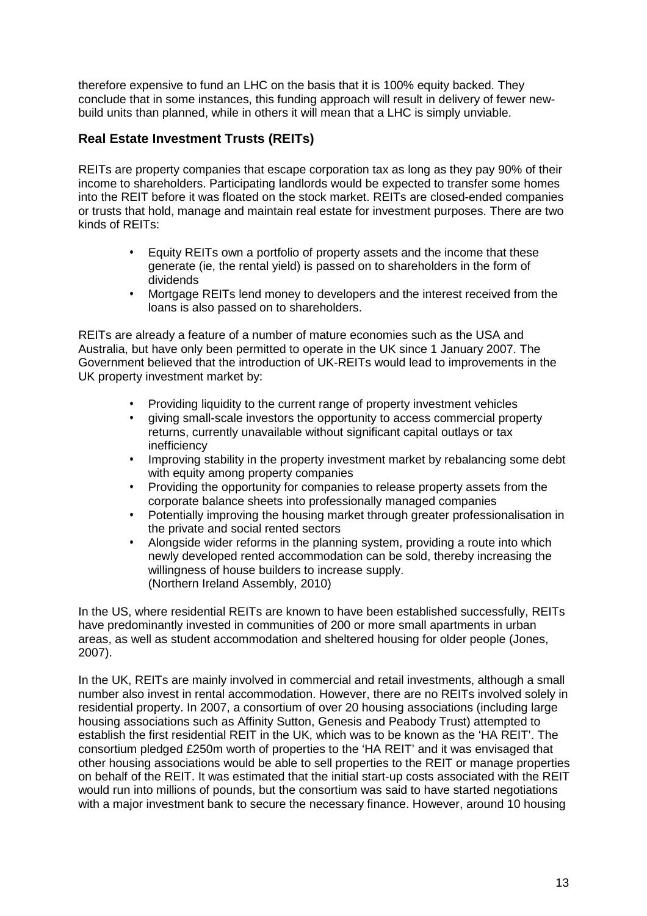therefore expensive to fund an LHC on the basis that it is 100% equity backed. They conclude that in some instances, this funding approach will result in delivery of fewer new-build units than planned, while in others it will mean that a LHC is simply unviable.

## Real Estate Investment Trusts (REITs)

REITs are property companies that escape corporation tax as long as they pay 90% of their income to shareholders. Participating landlords would be expected to transfer some homes into the REIT before it was floated on the stock market. REITs are closed-ended companies or trusts that hold, manage and maintain real estate for investment purposes. There are two kinds of REITs:

- Equity REITs own a portfolio of property assets and the income that these generate (ie, the rental yield) is passed on to shareholders in the form of dividends
- Mortgage REITs lend money to developers and the interest received from the loans is also passed on to shareholders.

REITs are already a feature of a number of mature economies such as the USA and Australia, but have only been permitted to operate in the UK since 1 January 2007. The Government believed that the introduction of UK-REITs would lead to improvements in the UK property investment market by:

- Providing liquidity to the current range of property investment vehicles
- giving small-scale investors the opportunity to access commercial property returns, currently unavailable without significant capital outlays or tax inefficiency
- Improving stability in the property investment market by rebalancing some debt with equity among property companies
- Providing the opportunity for companies to release property assets from the corporate balance sheets into professionally managed companies
- Potentially improving the housing market through greater professionalisation in the private and social rented sectors
- Alongside wider reforms in the planning system, providing a route into which newly developed rented accommodation can be sold, thereby increasing the willingness of house builders to increase supply.
  (Northern Ireland Assembly, 2010)

In the US, where residential REITs are known to have been established successfully, REITs have predominantly invested in communities of 200 or more small apartments in urban areas, as well as student accommodation and sheltered housing for older people (Jones, 2007).

In the UK, REITs are mainly involved in commercial and retail investments, although a small number also invest in rental accommodation. However, there are no REITs involved solely in residential property. In 2007, a consortium of over 20 housing associations (including large housing associations such as Affinity Sutton, Genesis and Peabody Trust) attempted to establish the first residential REIT in the UK, which was to be known as the 'HA REIT'. The consortium pledged £250m worth of properties to the 'HA REIT' and it was envisaged that other housing associations would be able to sell properties to the REIT or manage properties on behalf of the REIT. It was estimated that the initial start-up costs associated with the REIT would run into millions of pounds, but the consortium was said to have started negotiations with a major investment bank to secure the necessary finance. However, around 10 housing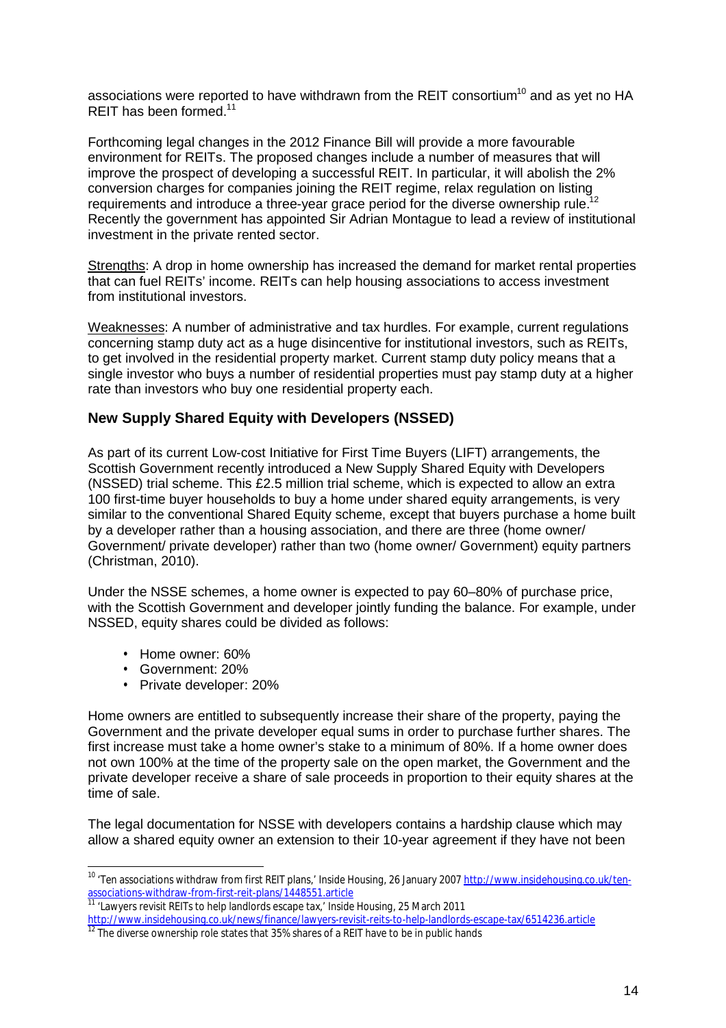associations were reported to have withdrawn from the REIT consortium[10] and as yet no HA REIT has been formed.[11]

Forthcoming legal changes in the 2012 Finance Bill will provide a more favourable environment for REITs. The proposed changes include a number of measures that will improve the prospect of developing a successful REIT. In particular, it will abolish the 2% conversion charges for companies joining the REIT regime, relax regulation on listing requirements and introduce a three-year grace period for the diverse ownership rule.[12] Recently the government has appointed Sir Adrian Montague to lead a review of institutional investment in the private rented sector.

Strengths: A drop in home ownership has increased the demand for market rental properties that can fuel REITs' income. REITs can help housing associations to access investment from institutional investors.

Weaknesses: A number of administrative and tax hurdles. For example, current regulations concerning stamp duty act as a huge disincentive for institutional investors, such as REITs, to get involved in the residential property market. Current stamp duty policy means that a single investor who buys a number of residential properties must pay stamp duty at a higher rate than investors who buy one residential property each.

### New Supply Shared Equity with Developers (NSSED)

As part of its current Low-cost Initiative for First Time Buyers (LIFT) arrangements, the Scottish Government recently introduced a New Supply Shared Equity with Developers (NSSED) trial scheme. This £2.5 million trial scheme, which is expected to allow an extra 100 first-time buyer households to buy a home under shared equity arrangements, is very similar to the conventional Shared Equity scheme, except that buyers purchase a home built by a developer rather than a housing association, and there are three (home owner/ Government/ private developer) rather than two (home owner/ Government) equity partners (Christman, 2010).

Under the NSSE schemes, a home owner is expected to pay 60–80% of purchase price, with the Scottish Government and developer jointly funding the balance. For example, under NSSED, equity shares could be divided as follows:

- Home owner: 60%
- Government: 20%
- Private developer: 20%

Home owners are entitled to subsequently increase their share of the property, paying the Government and the private developer equal sums in order to purchase further shares. The first increase must take a home owner's stake to a minimum of 80%. If a home owner does not own 100% at the time of the property sale on the open market, the Government and the private developer receive a share of sale proceeds in proportion to their equity shares at the time of sale.

The legal documentation for NSSE with developers contains a hardship clause which may allow a shared equity owner an extension to their 10-year agreement if they have not been

---

[10] 'Ten associations withdraw from first REIT plans,' Inside Housing, 26 January 2007 http://www.insidehousing.co.uk/ten-associations-withdraw-from-first-reit-plans/1448551.article

[11] 'Lawyers revisit REITs to help landlords escape tax,' Inside Housing, 25 March 2011 http://www.insidehousing.co.uk/news/finance/lawyers-revisit-reits-to-help-landlords-escape-tax/6514236.article

[12] The diverse ownership role states that 35% shares of a REIT have to be in public hands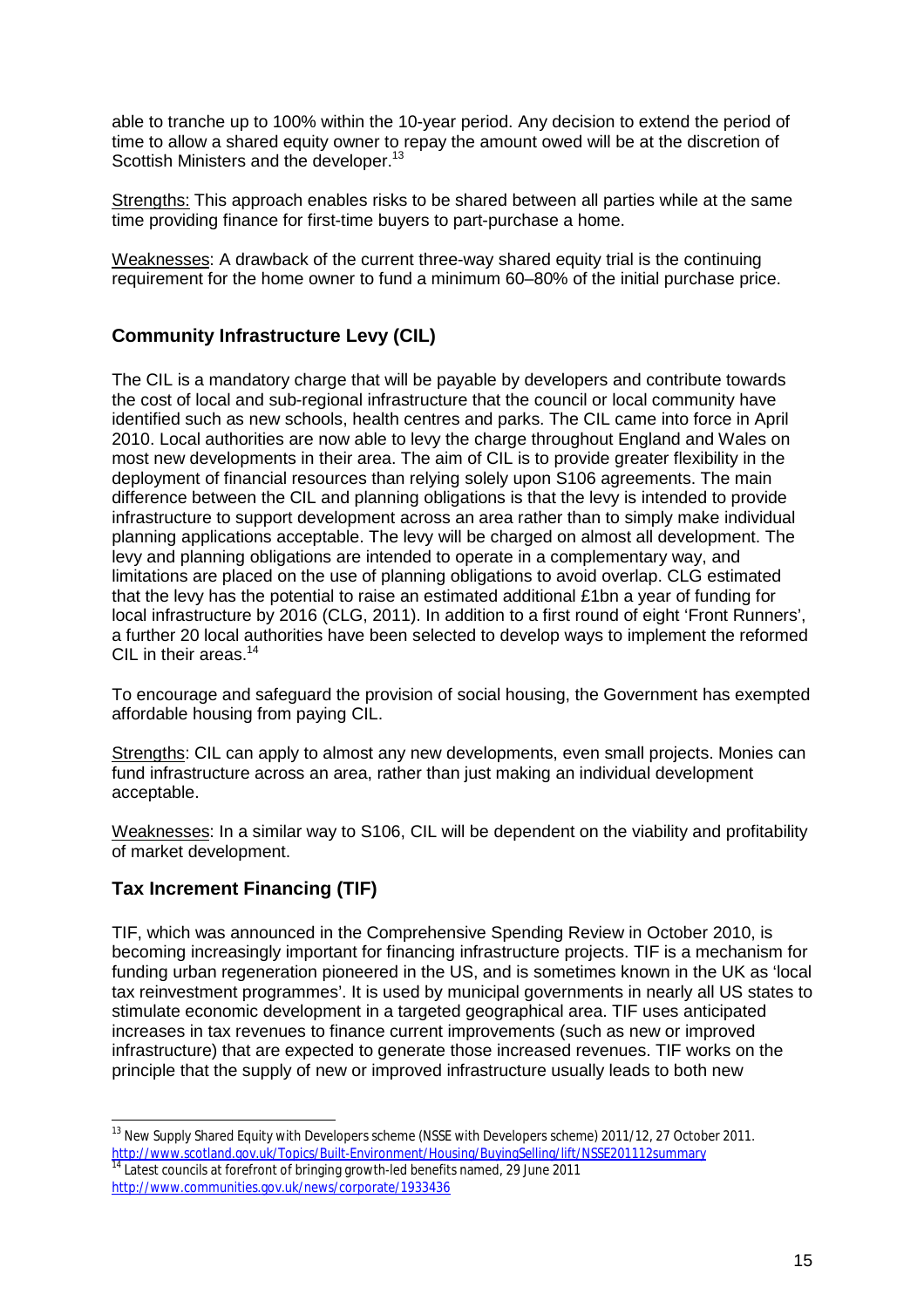able to tranche up to 100% within the 10-year period. Any decision to extend the period of time to allow a shared equity owner to repay the amount owed will be at the discretion of Scottish Ministers and the developer.[13]

Strengths: This approach enables risks to be shared between all parties while at the same time providing finance for first-time buyers to part-purchase a home.

Weaknesses: A drawback of the current three-way shared equity trial is the continuing requirement for the home owner to fund a minimum 60–80% of the initial purchase price.

### Community Infrastructure Levy (CIL)

The CIL is a mandatory charge that will be payable by developers and contribute towards the cost of local and sub-regional infrastructure that the council or local community have identified such as new schools, health centres and parks. The CIL came into force in April 2010. Local authorities are now able to levy the charge throughout England and Wales on most new developments in their area. The aim of CIL is to provide greater flexibility in the deployment of financial resources than relying solely upon S106 agreements. The main difference between the CIL and planning obligations is that the levy is intended to provide infrastructure to support development across an area rather than to simply make individual planning applications acceptable. The levy will be charged on almost all development. The levy and planning obligations are intended to operate in a complementary way, and limitations are placed on the use of planning obligations to avoid overlap. CLG estimated that the levy has the potential to raise an estimated additional £1bn a year of funding for local infrastructure by 2016 (CLG, 2011). In addition to a first round of eight 'Front Runners', a further 20 local authorities have been selected to develop ways to implement the reformed CIL in their areas.[14]

To encourage and safeguard the provision of social housing, the Government has exempted affordable housing from paying CIL.

Strengths: CIL can apply to almost any new developments, even small projects. Monies can fund infrastructure across an area, rather than just making an individual development acceptable.

Weaknesses: In a similar way to S106, CIL will be dependent on the viability and profitability of market development.

### Tax Increment Financing (TIF)

TIF, which was announced in the Comprehensive Spending Review in October 2010, is becoming increasingly important for financing infrastructure projects. TIF is a mechanism for funding urban regeneration pioneered in the US, and is sometimes known in the UK as 'local tax reinvestment programmes'. It is used by municipal governments in nearly all US states to stimulate economic development in a targeted geographical area. TIF uses anticipated increases in tax revenues to finance current improvements (such as new or improved infrastructure) that are expected to generate those increased revenues. TIF works on the principle that the supply of new or improved infrastructure usually leads to both new

---

[13] New Supply Shared Equity with Developers scheme (NSSE with Developers scheme) 2011/12, 27 October 2011. http://www.scotland.gov.uk/Topics/Built-Environment/Housing/BuyingSelling/lift/NSSE201112summary

[14] Latest councils at forefront of bringing growth-led benefits named, 29 June 2011 http://www.communities.gov.uk/news/corporate/1933436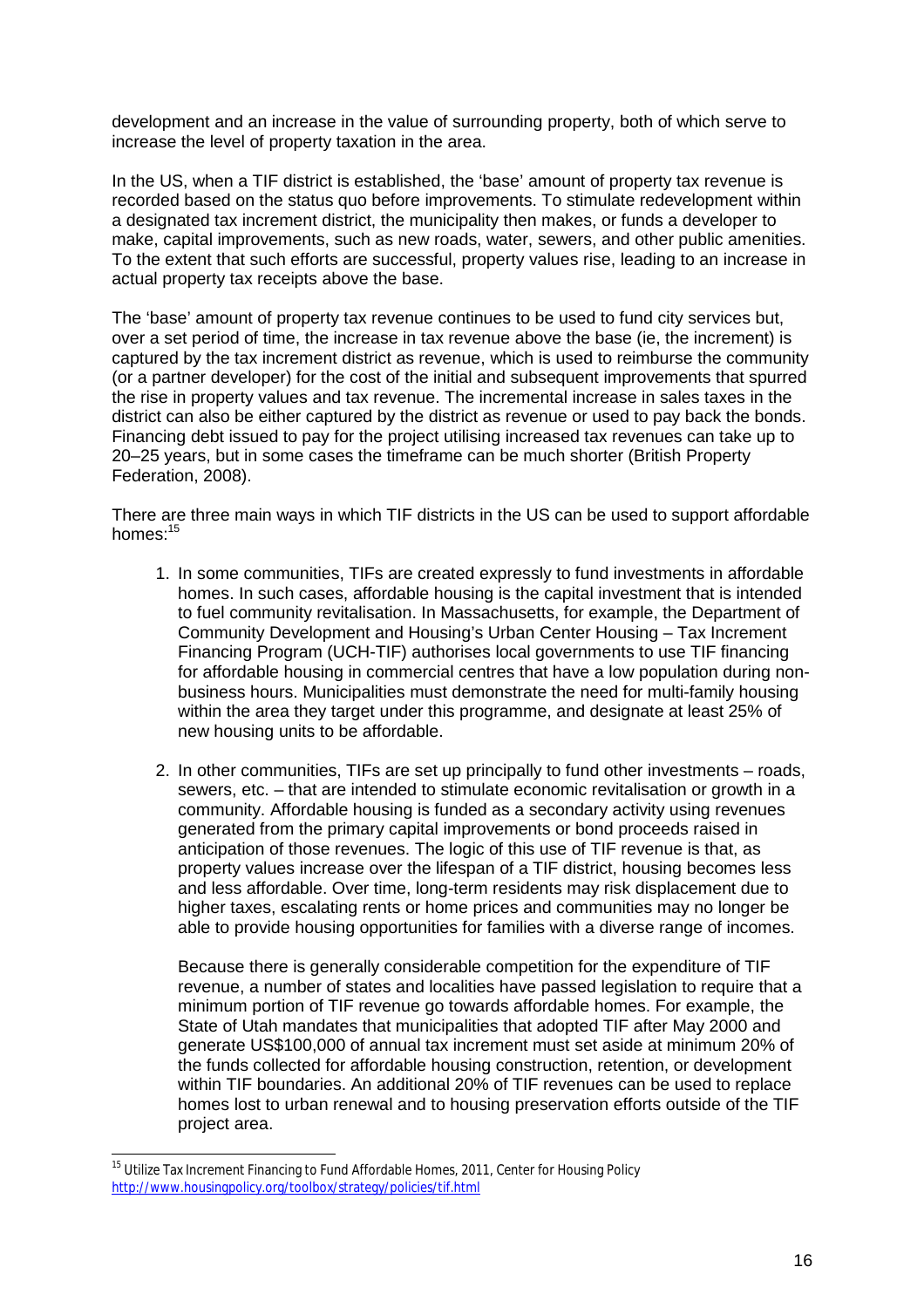development and an increase in the value of surrounding property, both of which serve to increase the level of property taxation in the area.

In the US, when a TIF district is established, the 'base' amount of property tax revenue is recorded based on the status quo before improvements. To stimulate redevelopment within a designated tax increment district, the municipality then makes, or funds a developer to make, capital improvements, such as new roads, water, sewers, and other public amenities. To the extent that such efforts are successful, property values rise, leading to an increase in actual property tax receipts above the base.

The 'base' amount of property tax revenue continues to be used to fund city services but, over a set period of time, the increase in tax revenue above the base (ie, the increment) is captured by the tax increment district as revenue, which is used to reimburse the community (or a partner developer) for the cost of the initial and subsequent improvements that spurred the rise in property values and tax revenue. The incremental increase in sales taxes in the district can also be either captured by the district as revenue or used to pay back the bonds. Financing debt issued to pay for the project utilising increased tax revenues can take up to 20–25 years, but in some cases the timeframe can be much shorter (British Property Federation, 2008).

There are three main ways in which TIF districts in the US can be used to support affordable homes:[15]

1. In some communities, TIFs are created expressly to fund investments in affordable homes. In such cases, affordable housing is the capital investment that is intended to fuel community revitalisation. In Massachusetts, for example, the Department of Community Development and Housing's Urban Center Housing – Tax Increment Financing Program (UCH-TIF) authorises local governments to use TIF financing for affordable housing in commercial centres that have a low population during non-business hours. Municipalities must demonstrate the need for multi-family housing within the area they target under this programme, and designate at least 25% of new housing units to be affordable.

2. In other communities, TIFs are set up principally to fund other investments – roads, sewers, etc. – that are intended to stimulate economic revitalisation or growth in a community. Affordable housing is funded as a secondary activity using revenues generated from the primary capital improvements or bond proceeds raised in anticipation of those revenues. The logic of this use of TIF revenue is that, as property values increase over the lifespan of a TIF district, housing becomes less and less affordable. Over time, long-term residents may risk displacement due to higher taxes, escalating rents or home prices and communities may no longer be able to provide housing opportunities for families with a diverse range of incomes.

   Because there is generally considerable competition for the expenditure of TIF revenue, a number of states and localities have passed legislation to require that a minimum portion of TIF revenue go towards affordable homes. For example, the State of Utah mandates that municipalities that adopted TIF after May 2000 and generate US$100,000 of annual tax increment must set aside at minimum 20% of the funds collected for affordable housing construction, retention, or development within TIF boundaries. An additional 20% of TIF revenues can be used to replace homes lost to urban renewal and to housing preservation efforts outside of the TIF project area.

---

[15] Utilize Tax Increment Financing to Fund Affordable Homes, 2011, Center for Housing Policy http://www.housingpolicy.org/toolbox/strategy/policies/tif.html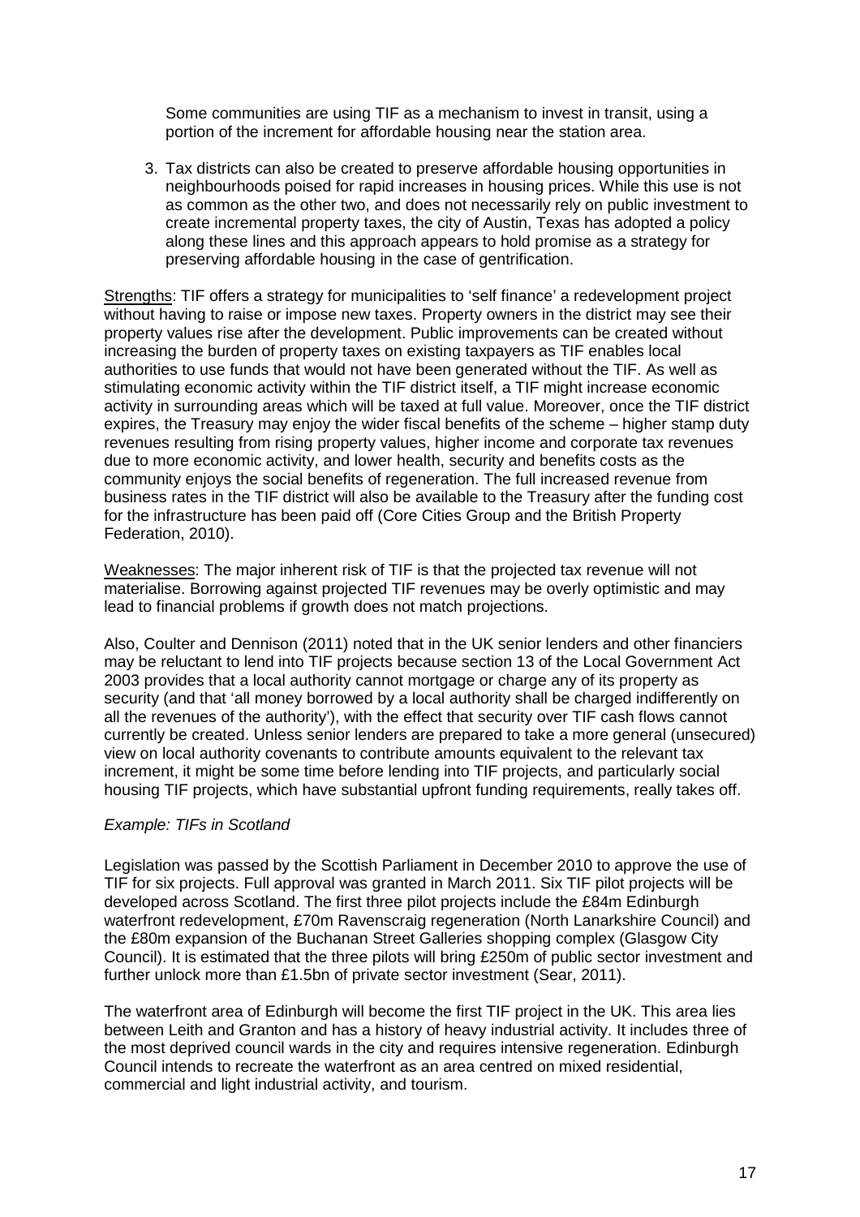Some communities are using TIF as a mechanism to invest in transit, using a portion of the increment for affordable housing near the station area.

3. Tax districts can also be created to preserve affordable housing opportunities in neighbourhoods poised for rapid increases in housing prices. While this use is not as common as the other two, and does not necessarily rely on public investment to create incremental property taxes, the city of Austin, Texas has adopted a policy along these lines and this approach appears to hold promise as a strategy for preserving affordable housing in the case of gentrification.

<u>Strengths</u>: TIF offers a strategy for municipalities to 'self finance' a redevelopment project without having to raise or impose new taxes. Property owners in the district may see their property values rise after the development. Public improvements can be created without increasing the burden of property taxes on existing taxpayers as TIF enables local authorities to use funds that would not have been generated without the TIF. As well as stimulating economic activity within the TIF district itself, a TIF might increase economic activity in surrounding areas which will be taxed at full value. Moreover, once the TIF district expires, the Treasury may enjoy the wider fiscal benefits of the scheme – higher stamp duty revenues resulting from rising property values, higher income and corporate tax revenues due to more economic activity, and lower health, security and benefits costs as the community enjoys the social benefits of regeneration. The full increased revenue from business rates in the TIF district will also be available to the Treasury after the funding cost for the infrastructure has been paid off (Core Cities Group and the British Property Federation, 2010).

<u>Weaknesses</u>: The major inherent risk of TIF is that the projected tax revenue will not materialise. Borrowing against projected TIF revenues may be overly optimistic and may lead to financial problems if growth does not match projections.

Also, Coulter and Dennison (2011) noted that in the UK senior lenders and other financiers may be reluctant to lend into TIF projects because section 13 of the Local Government Act 2003 provides that a local authority cannot mortgage or charge any of its property as security (and that 'all money borrowed by a local authority shall be charged indifferently on all the revenues of the authority'), with the effect that security over TIF cash flows cannot currently be created. Unless senior lenders are prepared to take a more general (unsecured) view on local authority covenants to contribute amounts equivalent to the relevant tax increment, it might be some time before lending into TIF projects, and particularly social housing TIF projects, which have substantial upfront funding requirements, really takes off.

*Example: TIFs in Scotland*

Legislation was passed by the Scottish Parliament in December 2010 to approve the use of TIF for six projects. Full approval was granted in March 2011. Six TIF pilot projects will be developed across Scotland. The first three pilot projects include the £84m Edinburgh waterfront redevelopment, £70m Ravenscraig regeneration (North Lanarkshire Council) and the £80m expansion of the Buchanan Street Galleries shopping complex (Glasgow City Council). It is estimated that the three pilots will bring £250m of public sector investment and further unlock more than £1.5bn of private sector investment (Sear, 2011).

The waterfront area of Edinburgh will become the first TIF project in the UK. This area lies between Leith and Granton and has a history of heavy industrial activity. It includes three of the most deprived council wards in the city and requires intensive regeneration. Edinburgh Council intends to recreate the waterfront as an area centred on mixed residential, commercial and light industrial activity, and tourism.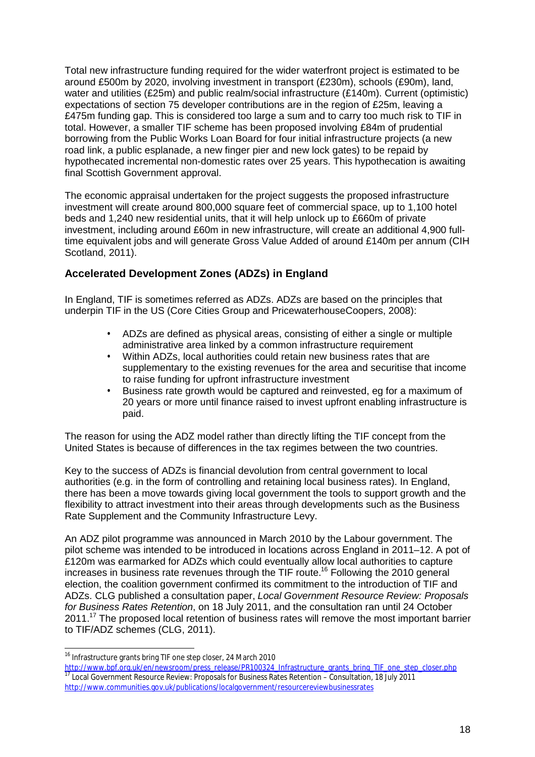Total new infrastructure funding required for the wider waterfront project is estimated to be around £500m by 2020, involving investment in transport (£230m), schools (£90m), land, water and utilities (£25m) and public realm/social infrastructure (£140m). Current (optimistic) expectations of section 75 developer contributions are in the region of £25m, leaving a £475m funding gap. This is considered too large a sum and to carry too much risk to TIF in total. However, a smaller TIF scheme has been proposed involving £84m of prudential borrowing from the Public Works Loan Board for four initial infrastructure projects (a new road link, a public esplanade, a new finger pier and new lock gates) to be repaid by hypothecated incremental non-domestic rates over 25 years. This hypothecation is awaiting final Scottish Government approval.

The economic appraisal undertaken for the project suggests the proposed infrastructure investment will create around 800,000 square feet of commercial space, up to 1,100 hotel beds and 1,240 new residential units, that it will help unlock up to £660m of private investment, including around £60m in new infrastructure, will create an additional 4,900 full-time equivalent jobs and will generate Gross Value Added of around £140m per annum (CIH Scotland, 2011).

### Accelerated Development Zones (ADZs) in England

In England, TIF is sometimes referred as ADZs. ADZs are based on the principles that underpin TIF in the US (Core Cities Group and PricewaterhouseCoopers, 2008):

- ADZs are defined as physical areas, consisting of either a single or multiple administrative area linked by a common infrastructure requirement
- Within ADZs, local authorities could retain new business rates that are supplementary to the existing revenues for the area and securitise that income to raise funding for upfront infrastructure investment
- Business rate growth would be captured and reinvested, eg for a maximum of 20 years or more until finance raised to invest upfront enabling infrastructure is paid.

The reason for using the ADZ model rather than directly lifting the TIF concept from the United States is because of differences in the tax regimes between the two countries.

Key to the success of ADZs is financial devolution from central government to local authorities (e.g. in the form of controlling and retaining local business rates). In England, there has been a move towards giving local government the tools to support growth and the flexibility to attract investment into their areas through developments such as the Business Rate Supplement and the Community Infrastructure Levy.

An ADZ pilot programme was announced in March 2010 by the Labour government. The pilot scheme was intended to be introduced in locations across England in 2011–12. A pot of £120m was earmarked for ADZs which could eventually allow local authorities to capture increases in business rate revenues through the TIF route.[16] Following the 2010 general election, the coalition government confirmed its commitment to the introduction of TIF and ADZs. CLG published a consultation paper, *Local Government Resource Review: Proposals for Business Rates Retention*, on 18 July 2011, and the consultation ran until 24 October 2011.[17] The proposed local retention of business rates will remove the most important barrier to TIF/ADZ schemes (CLG, 2011).

---

[16] Infrastructure grants bring TIF one step closer, 24 March 2010 http://www.bpf.org.uk/en/newsroom/press_release/PR100324_Infrastructure_grants_bring_TIF_one_step_closer.php

[17] Local Government Resource Review: Proposals for Business Rates Retention – Consultation, 18 July 2011 http://www.communities.gov.uk/publications/localgovernment/resourcereviewbusinessrates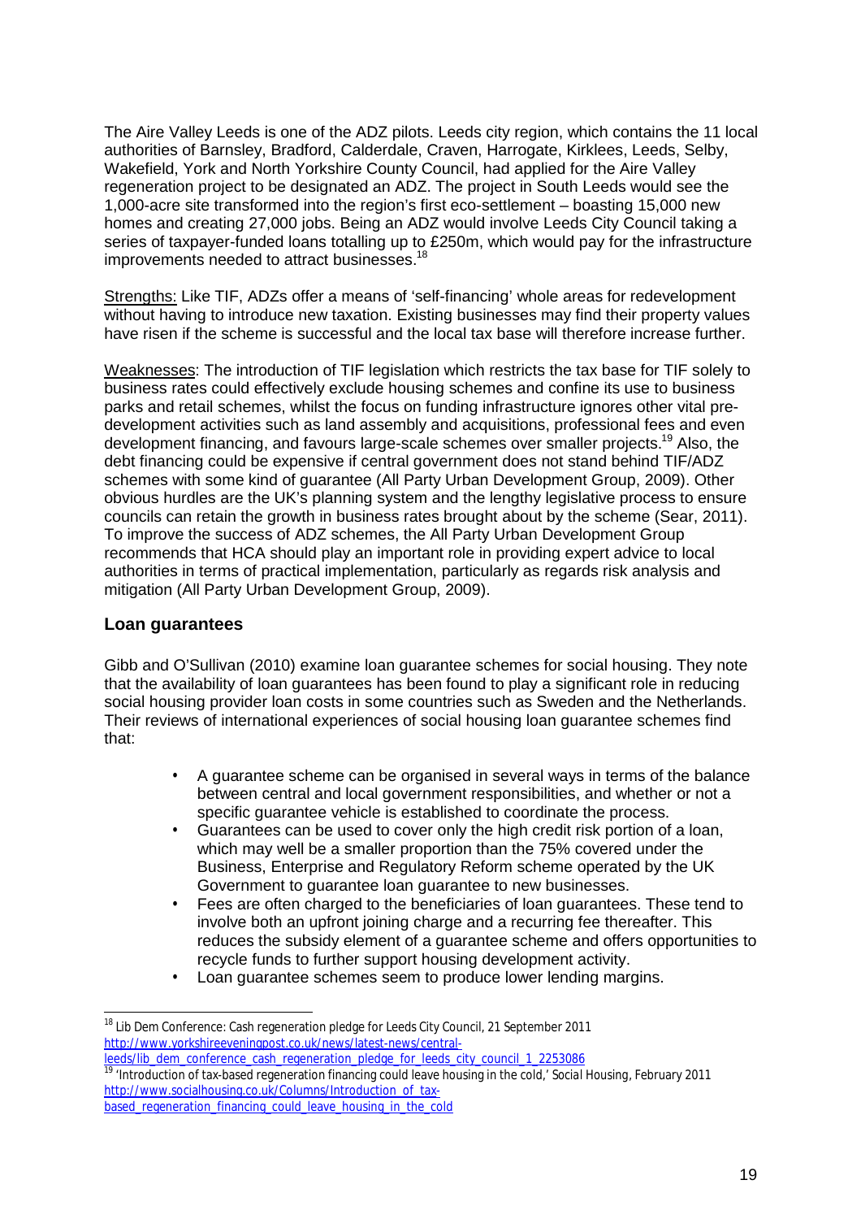The Aire Valley Leeds is one of the ADZ pilots. Leeds city region, which contains the 11 local authorities of Barnsley, Bradford, Calderdale, Craven, Harrogate, Kirklees, Leeds, Selby, Wakefield, York and North Yorkshire County Council, had applied for the Aire Valley regeneration project to be designated an ADZ. The project in South Leeds would see the 1,000-acre site transformed into the region's first eco-settlement – boasting 15,000 new homes and creating 27,000 jobs. Being an ADZ would involve Leeds City Council taking a series of taxpayer-funded loans totalling up to £250m, which would pay for the infrastructure improvements needed to attract businesses.[18]

Strengths: Like TIF, ADZs offer a means of 'self-financing' whole areas for redevelopment without having to introduce new taxation. Existing businesses may find their property values have risen if the scheme is successful and the local tax base will therefore increase further.

Weaknesses: The introduction of TIF legislation which restricts the tax base for TIF solely to business rates could effectively exclude housing schemes and confine its use to business parks and retail schemes, whilst the focus on funding infrastructure ignores other vital pre-development activities such as land assembly and acquisitions, professional fees and even development financing, and favours large-scale schemes over smaller projects.[19] Also, the debt financing could be expensive if central government does not stand behind TIF/ADZ schemes with some kind of guarantee (All Party Urban Development Group, 2009). Other obvious hurdles are the UK's planning system and the lengthy legislative process to ensure councils can retain the growth in business rates brought about by the scheme (Sear, 2011). To improve the success of ADZ schemes, the All Party Urban Development Group recommends that HCA should play an important role in providing expert advice to local authorities in terms of practical implementation, particularly as regards risk analysis and mitigation (All Party Urban Development Group, 2009).

### Loan guarantees

Gibb and O'Sullivan (2010) examine loan guarantee schemes for social housing. They note that the availability of loan guarantees has been found to play a significant role in reducing social housing provider loan costs in some countries such as Sweden and the Netherlands. Their reviews of international experiences of social housing loan guarantee schemes find that:

- A guarantee scheme can be organised in several ways in terms of the balance between central and local government responsibilities, and whether or not a specific guarantee vehicle is established to coordinate the process.
- Guarantees can be used to cover only the high credit risk portion of a loan, which may well be a smaller proportion than the 75% covered under the Business, Enterprise and Regulatory Reform scheme operated by the UK Government to guarantee loan guarantee to new businesses.
- Fees are often charged to the beneficiaries of loan guarantees. These tend to involve both an upfront joining charge and a recurring fee thereafter. This reduces the subsidy element of a guarantee scheme and offers opportunities to recycle funds to further support housing development activity.
- Loan guarantee schemes seem to produce lower lending margins.

---

[18] Lib Dem Conference: Cash regeneration pledge for Leeds City Council, 21 September 2011 http://www.yorkshireeveningpost.co.uk/news/latest-news/central-leeds/lib_dem_conference_cash_regeneration_pledge_for_leeds_city_council_1_2253086

[19] 'Introduction of tax-based regeneration financing could leave housing in the cold,' Social Housing, February 2011 http://www.socialhousing.co.uk/Columns/Introduction_of_tax-based_regeneration_financing_could_leave_housing_in_the_cold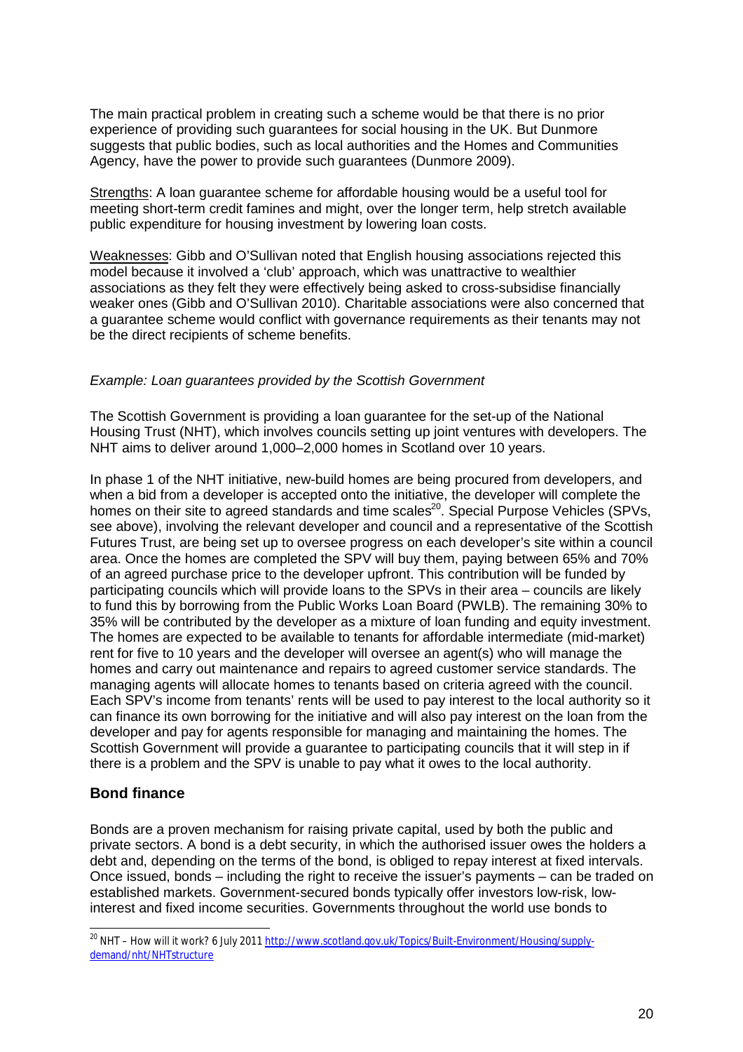The main practical problem in creating such a scheme would be that there is no prior experience of providing such guarantees for social housing in the UK. But Dunmore suggests that public bodies, such as local authorities and the Homes and Communities Agency, have the power to provide such guarantees (Dunmore 2009).

Strengths: A loan guarantee scheme for affordable housing would be a useful tool for meeting short-term credit famines and might, over the longer term, help stretch available public expenditure for housing investment by lowering loan costs.

Weaknesses: Gibb and O'Sullivan noted that English housing associations rejected this model because it involved a 'club' approach, which was unattractive to wealthier associations as they felt they were effectively being asked to cross-subsidise financially weaker ones (Gibb and O'Sullivan 2010). Charitable associations were also concerned that a guarantee scheme would conflict with governance requirements as their tenants may not be the direct recipients of scheme benefits.

*Example: Loan guarantees provided by the Scottish Government*

The Scottish Government is providing a loan guarantee for the set-up of the National Housing Trust (NHT), which involves councils setting up joint ventures with developers. The NHT aims to deliver around 1,000–2,000 homes in Scotland over 10 years.

In phase 1 of the NHT initiative, new-build homes are being procured from developers, and when a bid from a developer is accepted onto the initiative, the developer will complete the homes on their site to agreed standards and time scales[20]. Special Purpose Vehicles (SPVs, see above), involving the relevant developer and council and a representative of the Scottish Futures Trust, are being set up to oversee progress on each developer's site within a council area. Once the homes are completed the SPV will buy them, paying between 65% and 70% of an agreed purchase price to the developer upfront. This contribution will be funded by participating councils which will provide loans to the SPVs in their area – councils are likely to fund this by borrowing from the Public Works Loan Board (PWLB). The remaining 30% to 35% will be contributed by the developer as a mixture of loan funding and equity investment. The homes are expected to be available to tenants for affordable intermediate (mid-market) rent for five to 10 years and the developer will oversee an agent(s) who will manage the homes and carry out maintenance and repairs to agreed customer service standards. The managing agents will allocate homes to tenants based on criteria agreed with the council. Each SPV's income from tenants' rents will be used to pay interest to the local authority so it can finance its own borrowing for the initiative and will also pay interest on the loan from the developer and pay for agents responsible for managing and maintaining the homes. The Scottish Government will provide a guarantee to participating councils that it will step in if there is a problem and the SPV is unable to pay what it owes to the local authority.

## Bond finance

Bonds are a proven mechanism for raising private capital, used by both the public and private sectors. A bond is a debt security, in which the authorised issuer owes the holders a debt and, depending on the terms of the bond, is obliged to repay interest at fixed intervals. Once issued, bonds – including the right to receive the issuer's payments – can be traded on established markets. Government-secured bonds typically offer investors low-risk, low-interest and fixed income securities. Governments throughout the world use bonds to

[20] NHT – How will it work? 6 July 2011 http://www.scotland.gov.uk/Topics/Built-Environment/Housing/supply-demand/nht/NHTstructure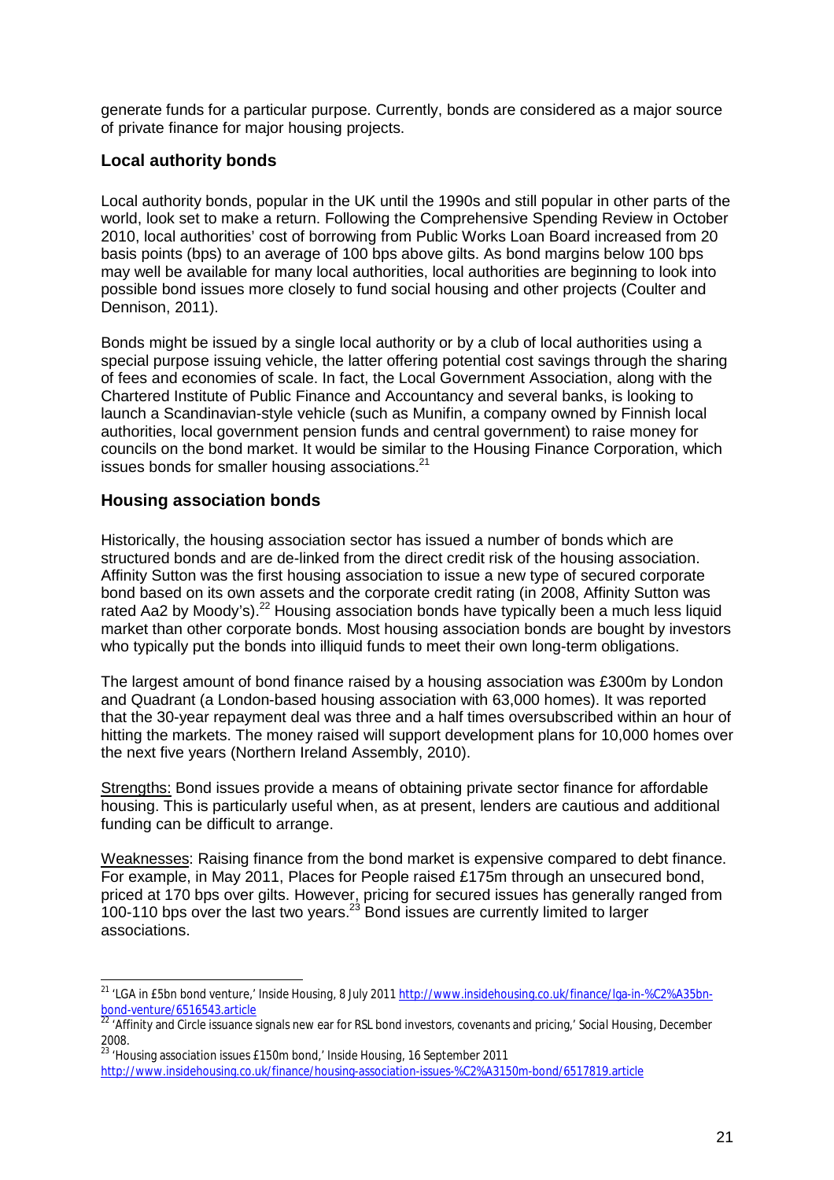generate funds for a particular purpose. Currently, bonds are considered as a major source of private finance for major housing projects.

### Local authority bonds

Local authority bonds, popular in the UK until the 1990s and still popular in other parts of the world, look set to make a return. Following the Comprehensive Spending Review in October 2010, local authorities' cost of borrowing from Public Works Loan Board increased from 20 basis points (bps) to an average of 100 bps above gilts. As bond margins below 100 bps may well be available for many local authorities, local authorities are beginning to look into possible bond issues more closely to fund social housing and other projects (Coulter and Dennison, 2011).

Bonds might be issued by a single local authority or by a club of local authorities using a special purpose issuing vehicle, the latter offering potential cost savings through the sharing of fees and economies of scale. In fact, the Local Government Association, along with the Chartered Institute of Public Finance and Accountancy and several banks, is looking to launch a Scandinavian-style vehicle (such as Munifin, a company owned by Finnish local authorities, local government pension funds and central government) to raise money for councils on the bond market. It would be similar to the Housing Finance Corporation, which issues bonds for smaller housing associations.[21]

### Housing association bonds

Historically, the housing association sector has issued a number of bonds which are structured bonds and are de-linked from the direct credit risk of the housing association. Affinity Sutton was the first housing association to issue a new type of secured corporate bond based on its own assets and the corporate credit rating (in 2008, Affinity Sutton was rated Aa2 by Moody's).[22] Housing association bonds have typically been a much less liquid market than other corporate bonds. Most housing association bonds are bought by investors who typically put the bonds into illiquid funds to meet their own long-term obligations.

The largest amount of bond finance raised by a housing association was £300m by London and Quadrant (a London-based housing association with 63,000 homes). It was reported that the 30-year repayment deal was three and a half times oversubscribed within an hour of hitting the markets. The money raised will support development plans for 10,000 homes over the next five years (Northern Ireland Assembly, 2010).

Strengths: Bond issues provide a means of obtaining private sector finance for affordable housing. This is particularly useful when, as at present, lenders are cautious and additional funding can be difficult to arrange.

Weaknesses: Raising finance from the bond market is expensive compared to debt finance. For example, in May 2011, Places for People raised £175m through an unsecured bond, priced at 170 bps over gilts. However, pricing for secured issues has generally ranged from 100-110 bps over the last two years.[23] Bond issues are currently limited to larger associations.

---

[21] 'LGA in £5bn bond venture,' Inside Housing, 8 July 2011 http://www.insidehousing.co.uk/finance/lga-in-%C2%A35bn-bond-venture/6516543.article

[22] 'Affinity and Circle issuance signals new ear for RSL bond investors, covenants and pricing,' *Social Housing*, December 2008.

[23] 'Housing association issues £150m bond,' Inside Housing, 16 September 2011 http://www.insidehousing.co.uk/finance/housing-association-issues-%C2%A3150m-bond/6517819.article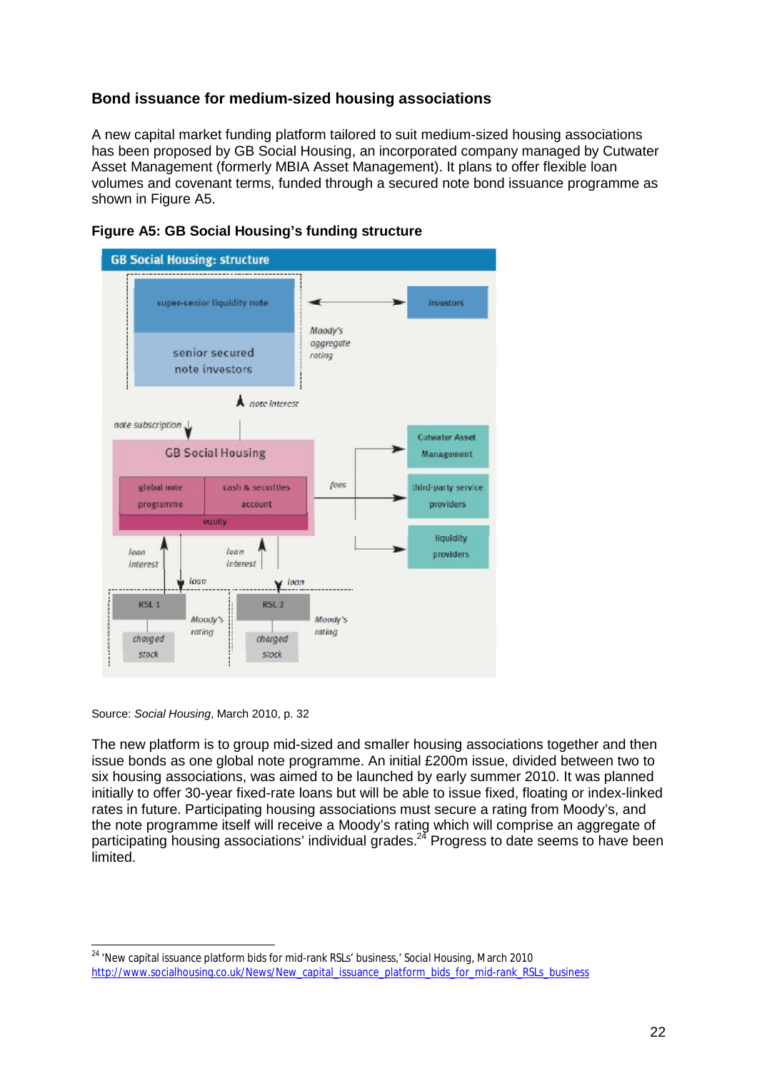### Bond issuance for medium-sized housing associations

A new capital market funding platform tailored to suit medium-sized housing associations has been proposed by GB Social Housing, an incorporated company managed by Cutwater Asset Management (formerly MBIA Asset Management). It plans to offer flexible loan volumes and covenant terms, funded through a secured note bond issuance programme as shown in Figure A5.

**Figure A5: GB Social Housing's funding structure**

GB Social Housing: structure

super-senior liquidity note

senior secured note investors

investors

Moody's aggregate rating

note interest

note subscription

GB Social Housing

global note programme

cash & securities account

equity

fees

Cutwater Asset Management

third-party service providers

liquidity providers

loan interest

loan

loan interest

loan

RSL 1

charged stock

Moody's rating

RSL 2

charged stock

Moody's rating

Source: *Social Housing*, March 2010, p. 32

The new platform is to group mid-sized and smaller housing associations together and then issue bonds as one global note programme. An initial £200m issue, divided between two to six housing associations, was aimed to be launched by early summer 2010. It was planned initially to offer 30-year fixed-rate loans but will be able to issue fixed, floating or index-linked rates in future. Participating housing associations must secure a rating from Moody's, and the note programme itself will receive a Moody's rating which will comprise an aggregate of participating housing associations' individual grades.[24] Progress to date seems to have been limited.

---

[24] 'New capital issuance platform bids for mid-rank RSLs' business,' Social Housing, March 2010 http://www.socialhousing.co.uk/News/New_capital_issuance_platform_bids_for_mid-rank_RSLs_business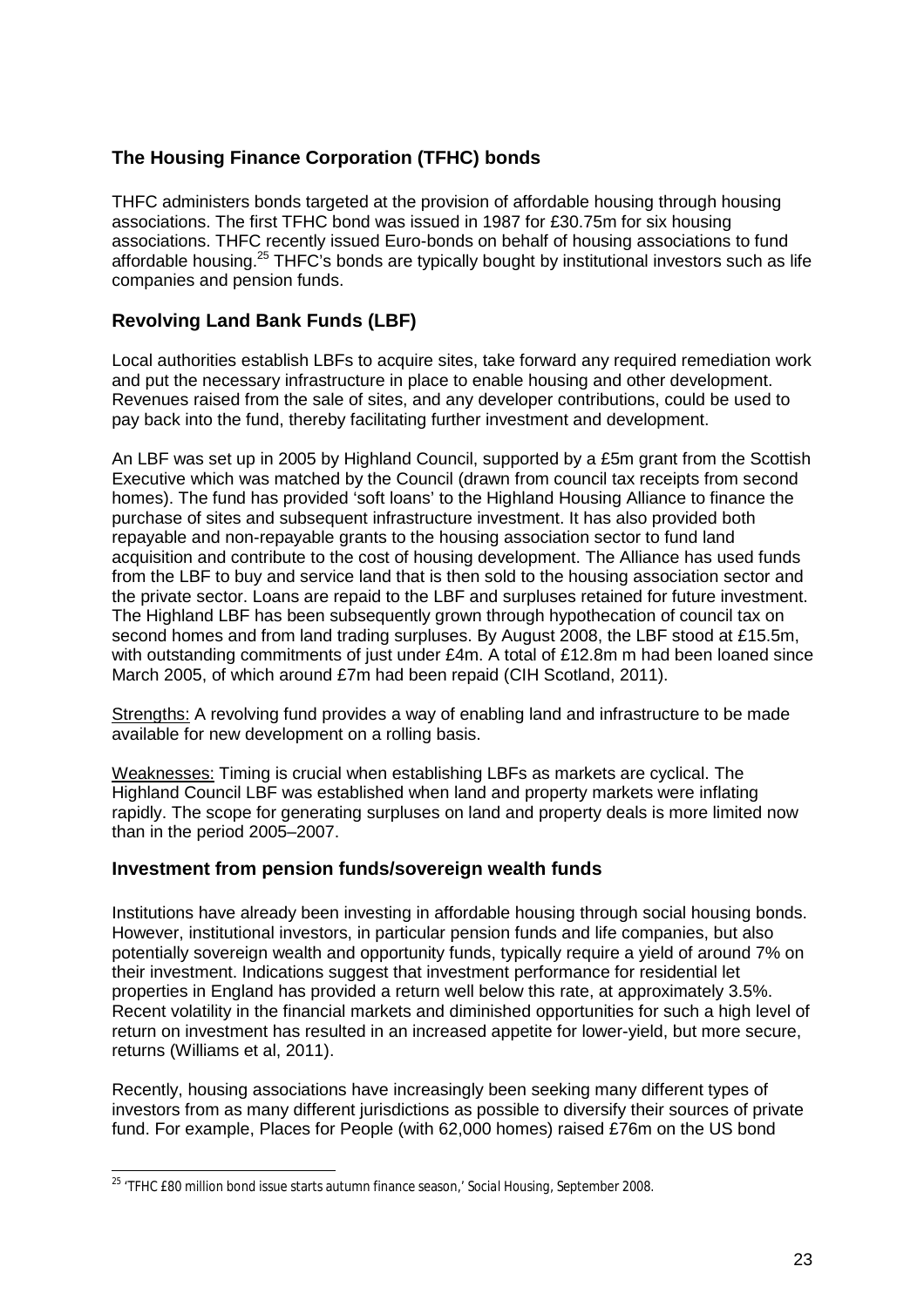## The Housing Finance Corporation (TFHC) bonds

THFC administers bonds targeted at the provision of affordable housing through housing associations. The first TFHC bond was issued in 1987 for £30.75m for six housing associations. THFC recently issued Euro-bonds on behalf of housing associations to fund affordable housing.[25] THFC's bonds are typically bought by institutional investors such as life companies and pension funds.

## Revolving Land Bank Funds (LBF)

Local authorities establish LBFs to acquire sites, take forward any required remediation work and put the necessary infrastructure in place to enable housing and other development. Revenues raised from the sale of sites, and any developer contributions, could be used to pay back into the fund, thereby facilitating further investment and development.

An LBF was set up in 2005 by Highland Council, supported by a £5m grant from the Scottish Executive which was matched by the Council (drawn from council tax receipts from second homes). The fund has provided 'soft loans' to the Highland Housing Alliance to finance the purchase of sites and subsequent infrastructure investment. It has also provided both repayable and non-repayable grants to the housing association sector to fund land acquisition and contribute to the cost of housing development. The Alliance has used funds from the LBF to buy and service land that is then sold to the housing association sector and the private sector. Loans are repaid to the LBF and surpluses retained for future investment. The Highland LBF has been subsequently grown through hypothecation of council tax on second homes and from land trading surpluses. By August 2008, the LBF stood at £15.5m, with outstanding commitments of just under £4m. A total of £12.8m m had been loaned since March 2005, of which around £7m had been repaid (CIH Scotland, 2011).

Strengths: A revolving fund provides a way of enabling land and infrastructure to be made available for new development on a rolling basis.

Weaknesses: Timing is crucial when establishing LBFs as markets are cyclical. The Highland Council LBF was established when land and property markets were inflating rapidly. The scope for generating surpluses on land and property deals is more limited now than in the period 2005–2007.

## Investment from pension funds/sovereign wealth funds

Institutions have already been investing in affordable housing through social housing bonds. However, institutional investors, in particular pension funds and life companies, but also potentially sovereign wealth and opportunity funds, typically require a yield of around 7% on their investment. Indications suggest that investment performance for residential let properties in England has provided a return well below this rate, at approximately 3.5%. Recent volatility in the financial markets and diminished opportunities for such a high level of return on investment has resulted in an increased appetite for lower-yield, but more secure, returns (Williams et al, 2011).

Recently, housing associations have increasingly been seeking many different types of investors from as many different jurisdictions as possible to diversify their sources of private fund. For example, Places for People (with 62,000 homes) raised £76m on the US bond

---

[25] 'TFHC £80 million bond issue starts autumn finance season,' Social Housing, September 2008.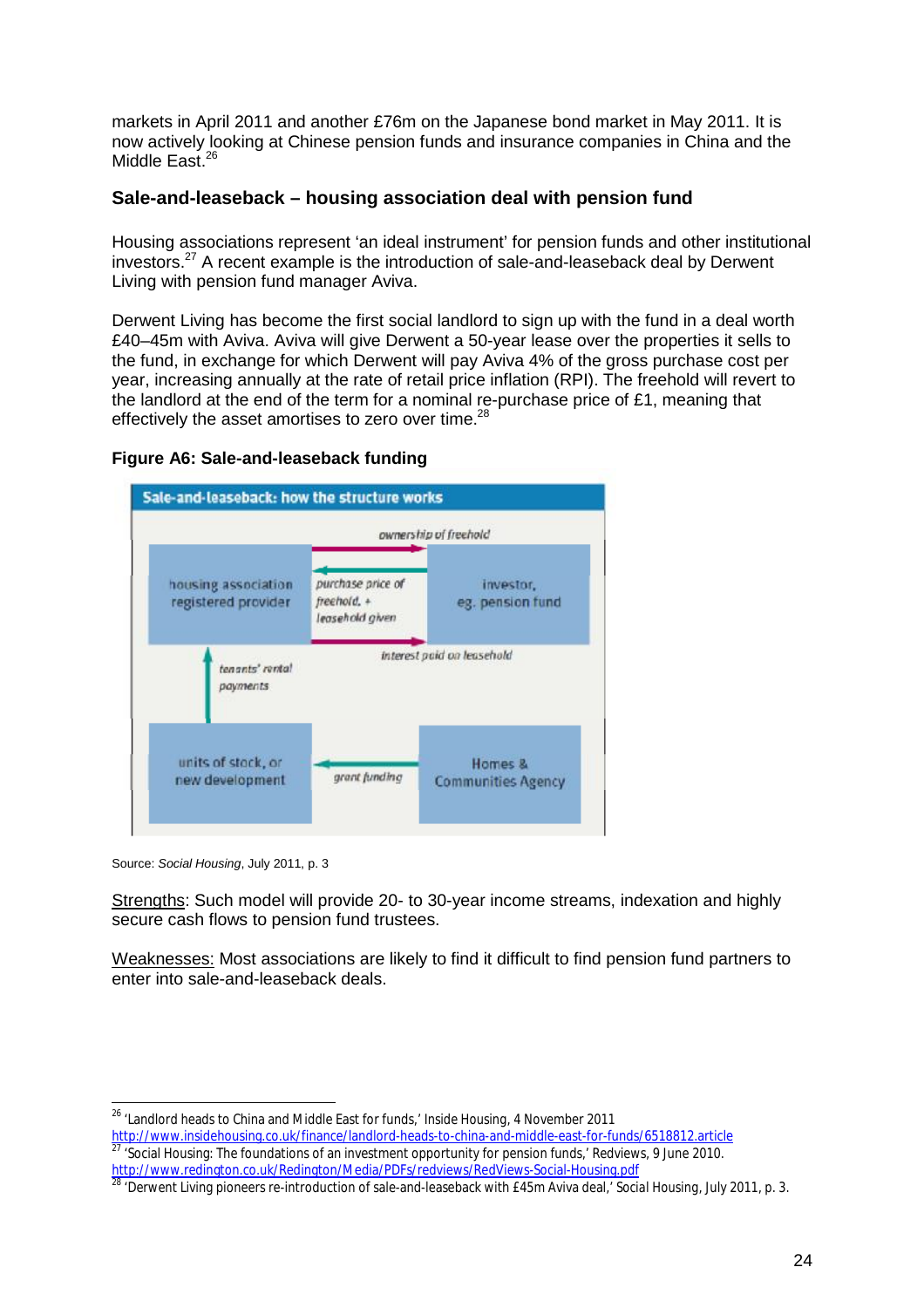markets in April 2011 and another £76m on the Japanese bond market in May 2011. It is now actively looking at Chinese pension funds and insurance companies in China and the Middle East.[26]

### Sale-and-leaseback – housing association deal with pension fund

Housing associations represent 'an ideal instrument' for pension funds and other institutional investors.[27] A recent example is the introduction of sale-and-leaseback deal by Derwent Living with pension fund manager Aviva.

Derwent Living has become the first social landlord to sign up with the fund in a deal worth £40–45m with Aviva. Aviva will give Derwent a 50-year lease over the properties it sells to the fund, in exchange for which Derwent will pay Aviva 4% of the gross purchase cost per year, increasing annually at the rate of retail price inflation (RPI). The freehold will revert to the landlord at the end of the term for a nominal re-purchase price of £1, meaning that effectively the asset amortises to zero over time.[28]

**Figure A6: Sale-and-leaseback funding**

Sale-and-leaseback: how the structure works

- housing association registered provider → investor, eg. pension fund: *ownership of freehold*
- investor, eg. pension fund → housing association registered provider: *purchase price of freehold, + leasehold given*
- housing association registered provider → investor, eg. pension fund: *interest paid on leasehold*
- units of stock, or new development → housing association registered provider: *tenants' rental payments*
- Homes & Communities Agency → units of stock, or new development: *grant funding*

Source: *Social Housing*, July 2011, p. 3

Strengths: Such model will provide 20- to 30-year income streams, indexation and highly secure cash flows to pension fund trustees.

Weaknesses: Most associations are likely to find it difficult to find pension fund partners to enter into sale-and-leaseback deals.

---

[26] 'Landlord heads to China and Middle East for funds,' Inside Housing, 4 November 2011 http://www.insidehousing.co.uk/finance/landlord-heads-to-china-and-middle-east-for-funds/6518812.article

[27] 'Social Housing: The foundations of an investment opportunity for pension funds,' Redviews, 9 June 2010. http://www.redington.co.uk/Redington/Media/PDFs/redviews/RedViews-Social-Housing.pdf

[28] 'Derwent Living pioneers re-introduction of sale-and-leaseback with £45m Aviva deal,' Social Housing, July 2011, p. 3.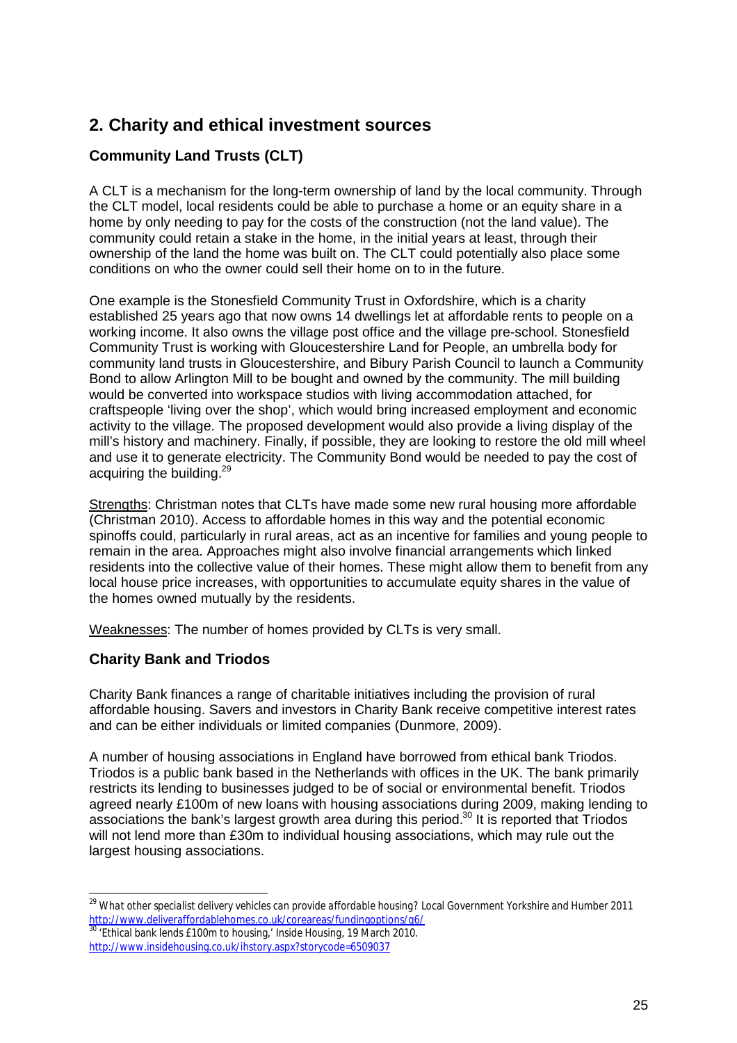## 2. Charity and ethical investment sources

### Community Land Trusts (CLT)

A CLT is a mechanism for the long-term ownership of land by the local community. Through the CLT model, local residents could be able to purchase a home or an equity share in a home by only needing to pay for the costs of the construction (not the land value). The community could retain a stake in the home, in the initial years at least, through their ownership of the land the home was built on. The CLT could potentially also place some conditions on who the owner could sell their home on to in the future.

One example is the Stonesfield Community Trust in Oxfordshire, which is a charity established 25 years ago that now owns 14 dwellings let at affordable rents to people on a working income. It also owns the village post office and the village pre-school. Stonesfield Community Trust is working with Gloucestershire Land for People, an umbrella body for community land trusts in Gloucestershire, and Bibury Parish Council to launch a Community Bond to allow Arlington Mill to be bought and owned by the community. The mill building would be converted into workspace studios with living accommodation attached, for craftspeople 'living over the shop', which would bring increased employment and economic activity to the village. The proposed development would also provide a living display of the mill's history and machinery. Finally, if possible, they are looking to restore the old mill wheel and use it to generate electricity. The Community Bond would be needed to pay the cost of acquiring the building.[29]

Strengths: Christman notes that CLTs have made some new rural housing more affordable (Christman 2010). Access to affordable homes in this way and the potential economic spinoffs could, particularly in rural areas, act as an incentive for families and young people to remain in the area. Approaches might also involve financial arrangements which linked residents into the collective value of their homes. These might allow them to benefit from any local house price increases, with opportunities to accumulate equity shares in the value of the homes owned mutually by the residents.

Weaknesses: The number of homes provided by CLTs is very small.

### Charity Bank and Triodos

Charity Bank finances a range of charitable initiatives including the provision of rural affordable housing. Savers and investors in Charity Bank receive competitive interest rates and can be either individuals or limited companies (Dunmore, 2009).

A number of housing associations in England have borrowed from ethical bank Triodos. Triodos is a public bank based in the Netherlands with offices in the UK. The bank primarily restricts its lending to businesses judged to be of social or environmental benefit. Triodos agreed nearly £100m of new loans with housing associations during 2009, making lending to associations the bank's largest growth area during this period.[30] It is reported that Triodos will not lend more than £30m to individual housing associations, which may rule out the largest housing associations.

---

[29] *What other specialist delivery vehicles can provide affordable housing?* Local Government Yorkshire and Humber 2011 http://www.deliveraffordablehomes.co.uk/coreareas/fundingoptions/q6/

[30] 'Ethical bank lends £100m to housing,' Inside Housing, 19 March 2010. http://www.insidehousing.co.uk/ihstory.aspx?storycode=6509037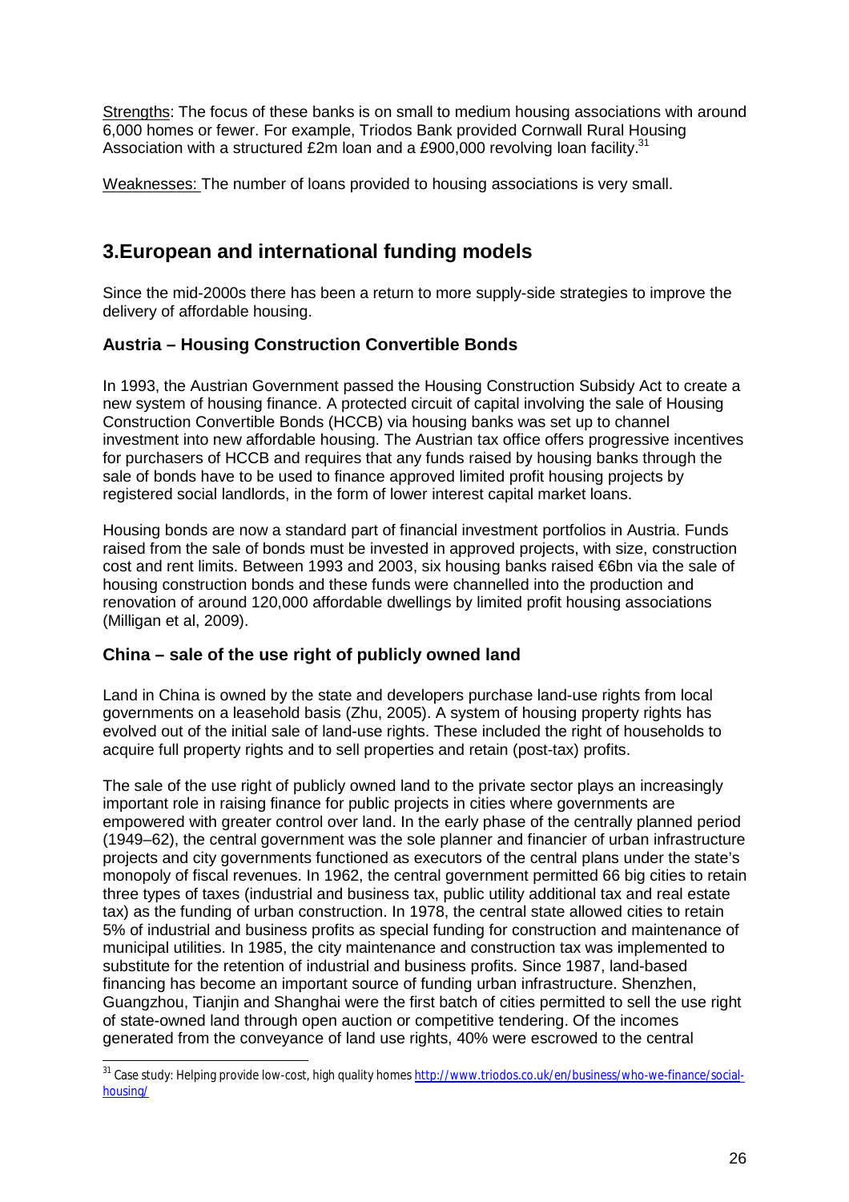Strengths: The focus of these banks is on small to medium housing associations with around 6,000 homes or fewer. For example, Triodos Bank provided Cornwall Rural Housing Association with a structured £2m loan and a £900,000 revolving loan facility.[31]

Weaknesses: The number of loans provided to housing associations is very small.

## 3.European and international funding models

Since the mid-2000s there has been a return to more supply-side strategies to improve the delivery of affordable housing.

### Austria – Housing Construction Convertible Bonds

In 1993, the Austrian Government passed the Housing Construction Subsidy Act to create a new system of housing finance. A protected circuit of capital involving the sale of Housing Construction Convertible Bonds (HCCB) via housing banks was set up to channel investment into new affordable housing. The Austrian tax office offers progressive incentives for purchasers of HCCB and requires that any funds raised by housing banks through the sale of bonds have to be used to finance approved limited profit housing projects by registered social landlords, in the form of lower interest capital market loans.

Housing bonds are now a standard part of financial investment portfolios in Austria. Funds raised from the sale of bonds must be invested in approved projects, with size, construction cost and rent limits. Between 1993 and 2003, six housing banks raised €6bn via the sale of housing construction bonds and these funds were channelled into the production and renovation of around 120,000 affordable dwellings by limited profit housing associations (Milligan et al, 2009).

### China – sale of the use right of publicly owned land

Land in China is owned by the state and developers purchase land-use rights from local governments on a leasehold basis (Zhu, 2005). A system of housing property rights has evolved out of the initial sale of land-use rights. These included the right of households to acquire full property rights and to sell properties and retain (post-tax) profits.

The sale of the use right of publicly owned land to the private sector plays an increasingly important role in raising finance for public projects in cities where governments are empowered with greater control over land. In the early phase of the centrally planned period (1949–62), the central government was the sole planner and financier of urban infrastructure projects and city governments functioned as executors of the central plans under the state's monopoly of fiscal revenues. In 1962, the central government permitted 66 big cities to retain three types of taxes (industrial and business tax, public utility additional tax and real estate tax) as the funding of urban construction. In 1978, the central state allowed cities to retain 5% of industrial and business profits as special funding for construction and maintenance of municipal utilities. In 1985, the city maintenance and construction tax was implemented to substitute for the retention of industrial and business profits. Since 1987, land-based financing has become an important source of funding urban infrastructure. Shenzhen, Guangzhou, Tianjin and Shanghai were the first batch of cities permitted to sell the use right of state-owned land through open auction or competitive tendering. Of the incomes generated from the conveyance of land use rights, 40% were escrowed to the central

[31] Case study: Helping provide low-cost, high quality homes http://www.triodos.co.uk/en/business/who-we-finance/social-housing/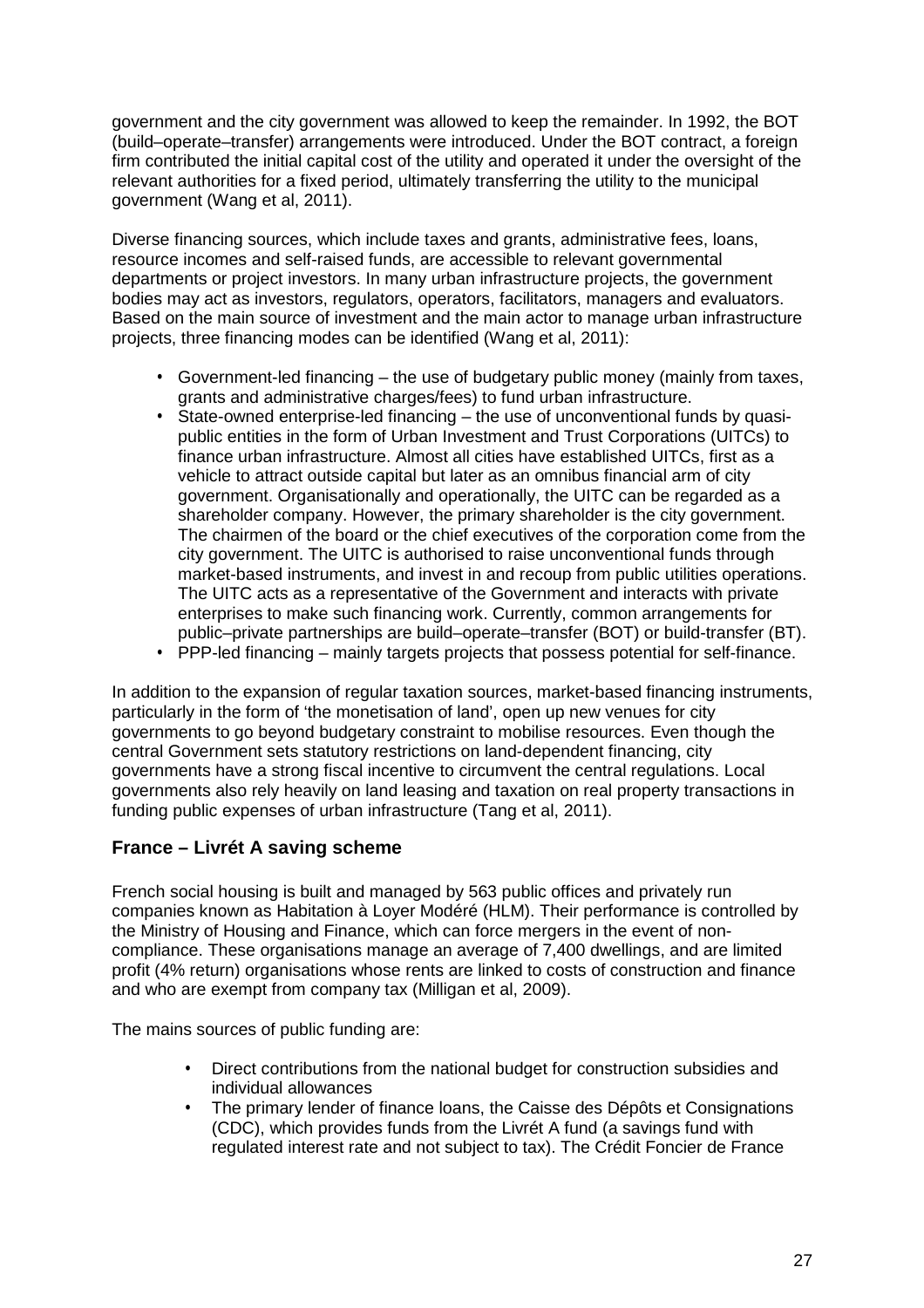government and the city government was allowed to keep the remainder. In 1992, the BOT (build–operate–transfer) arrangements were introduced. Under the BOT contract, a foreign firm contributed the initial capital cost of the utility and operated it under the oversight of the relevant authorities for a fixed period, ultimately transferring the utility to the municipal government (Wang et al, 2011).

Diverse financing sources, which include taxes and grants, administrative fees, loans, resource incomes and self-raised funds, are accessible to relevant governmental departments or project investors. In many urban infrastructure projects, the government bodies may act as investors, regulators, operators, facilitators, managers and evaluators. Based on the main source of investment and the main actor to manage urban infrastructure projects, three financing modes can be identified (Wang et al, 2011):

- Government-led financing – the use of budgetary public money (mainly from taxes, grants and administrative charges/fees) to fund urban infrastructure.
- State-owned enterprise-led financing – the use of unconventional funds by quasi-public entities in the form of Urban Investment and Trust Corporations (UITCs) to finance urban infrastructure. Almost all cities have established UITCs, first as a vehicle to attract outside capital but later as an omnibus financial arm of city government. Organisationally and operationally, the UITC can be regarded as a shareholder company. However, the primary shareholder is the city government. The chairmen of the board or the chief executives of the corporation come from the city government. The UITC is authorised to raise unconventional funds through market-based instruments, and invest in and recoup from public utilities operations. The UITC acts as a representative of the Government and interacts with private enterprises to make such financing work. Currently, common arrangements for public–private partnerships are build–operate–transfer (BOT) or build-transfer (BT).
- PPP-led financing – mainly targets projects that possess potential for self-finance.

In addition to the expansion of regular taxation sources, market-based financing instruments, particularly in the form of 'the monetisation of land', open up new venues for city governments to go beyond budgetary constraint to mobilise resources. Even though the central Government sets statutory restrictions on land-dependent financing, city governments have a strong fiscal incentive to circumvent the central regulations. Local governments also rely heavily on land leasing and taxation on real property transactions in funding public expenses of urban infrastructure (Tang et al, 2011).

## France – Livrét A saving scheme

French social housing is built and managed by 563 public offices and privately run companies known as Habitation à Loyer Modéré (HLM). Their performance is controlled by the Ministry of Housing and Finance, which can force mergers in the event of non-compliance. These organisations manage an average of 7,400 dwellings, and are limited profit (4% return) organisations whose rents are linked to costs of construction and finance and who are exempt from company tax (Milligan et al, 2009).

The mains sources of public funding are:

- Direct contributions from the national budget for construction subsidies and individual allowances
- The primary lender of finance loans, the Caisse des Dépôts et Consignations (CDC), which provides funds from the Livrét A fund (a savings fund with regulated interest rate and not subject to tax). The Crédit Foncier de France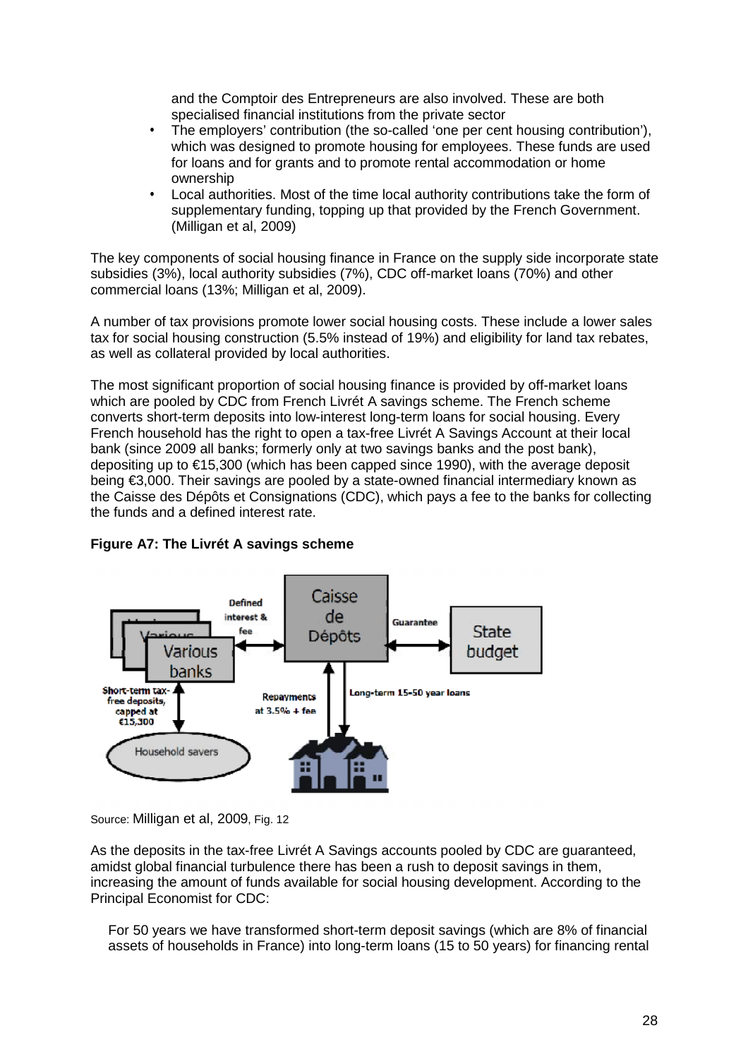and the Comptoir des Entrepreneurs are also involved. These are both specialised financial institutions from the private sector

- The employers' contribution (the so-called 'one per cent housing contribution'), which was designed to promote housing for employees. These funds are used for loans and for grants and to promote rental accommodation or home ownership
- Local authorities. Most of the time local authority contributions take the form of supplementary funding, topping up that provided by the French Government. (Milligan et al, 2009)

The key components of social housing finance in France on the supply side incorporate state subsidies (3%), local authority subsidies (7%), CDC off-market loans (70%) and other commercial loans (13%; Milligan et al, 2009).

A number of tax provisions promote lower social housing costs. These include a lower sales tax for social housing construction (5.5% instead of 19%) and eligibility for land tax rebates, as well as collateral provided by local authorities.

The most significant proportion of social housing finance is provided by off-market loans which are pooled by CDC from French Livrét A savings scheme. The French scheme converts short-term deposits into low-interest long-term loans for social housing. Every French household has the right to open a tax-free Livrét A Savings Account at their local bank (since 2009 all banks; formerly only at two savings banks and the post bank), depositing up to €15,300 (which has been capped since 1990), with the average deposit being €3,000. Their savings are pooled by a state-owned financial intermediary known as the Caisse des Dépôts et Consignations (CDC), which pays a fee to the banks for collecting the funds and a defined interest rate.

**Figure A7: The Livrét A savings scheme**

Various banks — Defined interest & fee — Caisse de Dépôts — Guarantee — State budget

Short-term tax-free deposits, capped at €15,300 — Household savers

Repayments at 3.5% + fee — Long-term 15-50 year loans

Source: Milligan et al, 2009, Fig. 12

As the deposits in the tax-free Livrét A Savings accounts pooled by CDC are guaranteed, amidst global financial turbulence there has been a rush to deposit savings in them, increasing the amount of funds available for social housing development. According to the Principal Economist for CDC:

> For 50 years we have transformed short-term deposit savings (which are 8% of financial assets of households in France) into long-term loans (15 to 50 years) for financing rental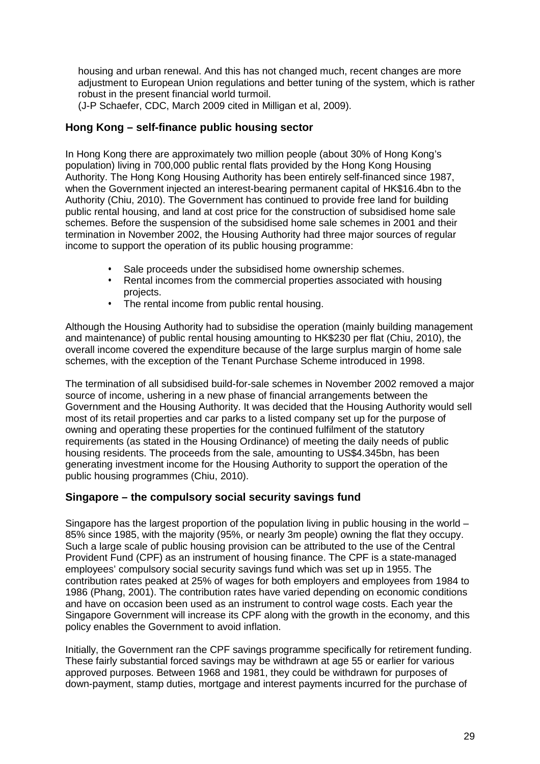housing and urban renewal. And this has not changed much, recent changes are more adjustment to European Union regulations and better tuning of the system, which is rather robust in the present financial world turmoil.
(J-P Schaefer, CDC, March 2009 cited in Milligan et al, 2009).

### Hong Kong – self-finance public housing sector

In Hong Kong there are approximately two million people (about 30% of Hong Kong's population) living in 700,000 public rental flats provided by the Hong Kong Housing Authority. The Hong Kong Housing Authority has been entirely self-financed since 1987, when the Government injected an interest-bearing permanent capital of HK$16.4bn to the Authority (Chiu, 2010). The Government has continued to provide free land for building public rental housing, and land at cost price for the construction of subsidised home sale schemes. Before the suspension of the subsidised home sale schemes in 2001 and their termination in November 2002, the Housing Authority had three major sources of regular income to support the operation of its public housing programme:

- Sale proceeds under the subsidised home ownership schemes.
- Rental incomes from the commercial properties associated with housing projects.
- The rental income from public rental housing.

Although the Housing Authority had to subsidise the operation (mainly building management and maintenance) of public rental housing amounting to HK$230 per flat (Chiu, 2010), the overall income covered the expenditure because of the large surplus margin of home sale schemes, with the exception of the Tenant Purchase Scheme introduced in 1998.

The termination of all subsidised build-for-sale schemes in November 2002 removed a major source of income, ushering in a new phase of financial arrangements between the Government and the Housing Authority. It was decided that the Housing Authority would sell most of its retail properties and car parks to a listed company set up for the purpose of owning and operating these properties for the continued fulfilment of the statutory requirements (as stated in the Housing Ordinance) of meeting the daily needs of public housing residents. The proceeds from the sale, amounting to US$4.345bn, has been generating investment income for the Housing Authority to support the operation of the public housing programmes (Chiu, 2010).

### Singapore – the compulsory social security savings fund

Singapore has the largest proportion of the population living in public housing in the world – 85% since 1985, with the majority (95%, or nearly 3m people) owning the flat they occupy. Such a large scale of public housing provision can be attributed to the use of the Central Provident Fund (CPF) as an instrument of housing finance. The CPF is a state-managed employees' compulsory social security savings fund which was set up in 1955. The contribution rates peaked at 25% of wages for both employers and employees from 1984 to 1986 (Phang, 2001). The contribution rates have varied depending on economic conditions and have on occasion been used as an instrument to control wage costs. Each year the Singapore Government will increase its CPF along with the growth in the economy, and this policy enables the Government to avoid inflation.

Initially, the Government ran the CPF savings programme specifically for retirement funding. These fairly substantial forced savings may be withdrawn at age 55 or earlier for various approved purposes. Between 1968 and 1981, they could be withdrawn for purposes of down-payment, stamp duties, mortgage and interest payments incurred for the purchase of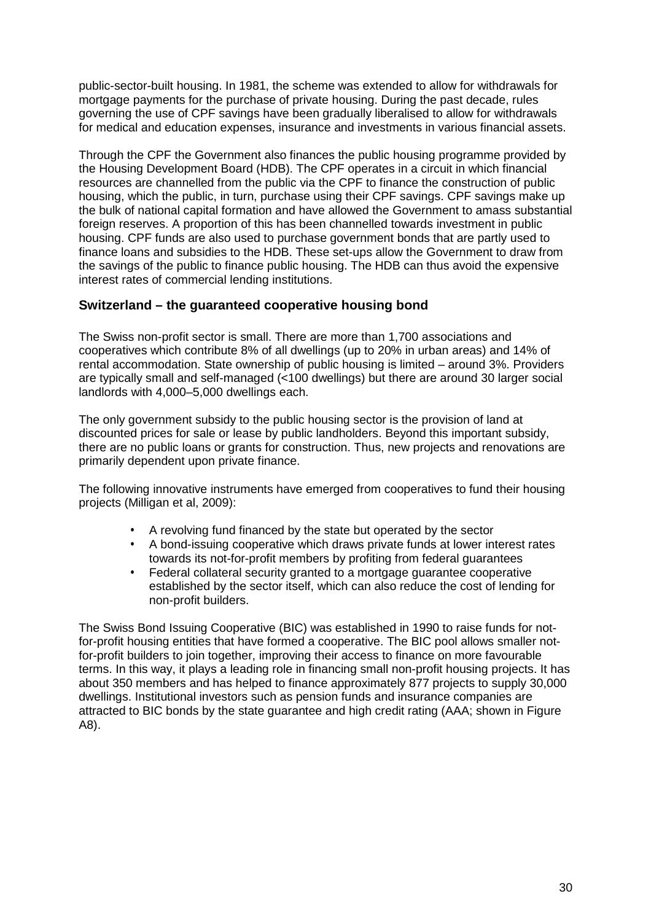public-sector-built housing. In 1981, the scheme was extended to allow for withdrawals for mortgage payments for the purchase of private housing. During the past decade, rules governing the use of CPF savings have been gradually liberalised to allow for withdrawals for medical and education expenses, insurance and investments in various financial assets.

Through the CPF the Government also finances the public housing programme provided by the Housing Development Board (HDB). The CPF operates in a circuit in which financial resources are channelled from the public via the CPF to finance the construction of public housing, which the public, in turn, purchase using their CPF savings. CPF savings make up the bulk of national capital formation and have allowed the Government to amass substantial foreign reserves. A proportion of this has been channelled towards investment in public housing. CPF funds are also used to purchase government bonds that are partly used to finance loans and subsidies to the HDB. These set-ups allow the Government to draw from the savings of the public to finance public housing. The HDB can thus avoid the expensive interest rates of commercial lending institutions.

### Switzerland – the guaranteed cooperative housing bond

The Swiss non-profit sector is small. There are more than 1,700 associations and cooperatives which contribute 8% of all dwellings (up to 20% in urban areas) and 14% of rental accommodation. State ownership of public housing is limited – around 3%. Providers are typically small and self-managed (<100 dwellings) but there are around 30 larger social landlords with 4,000–5,000 dwellings each.

The only government subsidy to the public housing sector is the provision of land at discounted prices for sale or lease by public landholders. Beyond this important subsidy, there are no public loans or grants for construction. Thus, new projects and renovations are primarily dependent upon private finance.

The following innovative instruments have emerged from cooperatives to fund their housing projects (Milligan et al, 2009):

- A revolving fund financed by the state but operated by the sector
- A bond-issuing cooperative which draws private funds at lower interest rates towards its not-for-profit members by profiting from federal guarantees
- Federal collateral security granted to a mortgage guarantee cooperative established by the sector itself, which can also reduce the cost of lending for non-profit builders.

The Swiss Bond Issuing Cooperative (BIC) was established in 1990 to raise funds for not-for-profit housing entities that have formed a cooperative. The BIC pool allows smaller not-for-profit builders to join together, improving their access to finance on more favourable terms. In this way, it plays a leading role in financing small non-profit housing projects. It has about 350 members and has helped to finance approximately 877 projects to supply 30,000 dwellings. Institutional investors such as pension funds and insurance companies are attracted to BIC bonds by the state guarantee and high credit rating (AAA; shown in Figure A8).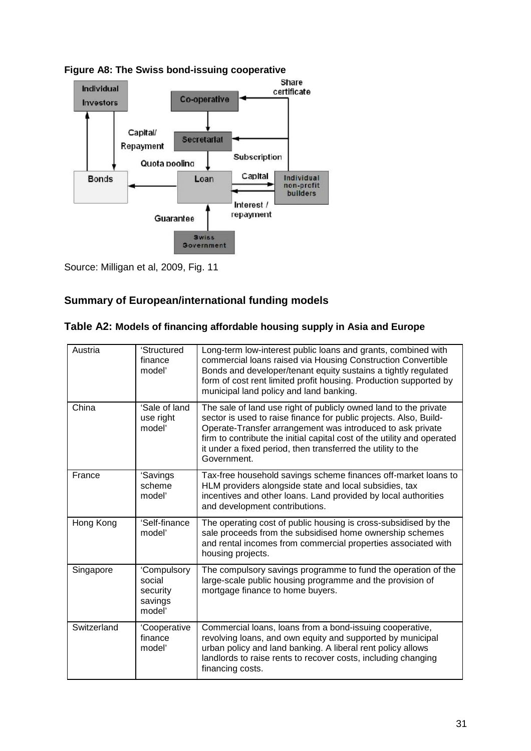**Figure A8: The Swiss bond-issuing cooperative**

Source: Milligan et al, 2009, Fig. 11

## Summary of European/international funding models

**Table A2: Models of financing affordable housing supply in Asia and Europe**

| | | |
|---|---|---|
| Austria | 'Structured finance model' | Long-term low-interest public loans and grants, combined with commercial loans raised via Housing Construction Convertible Bonds and developer/tenant equity sustains a tightly regulated form of cost rent limited profit housing. Production supported by municipal land policy and land banking. |
| China | 'Sale of land use right model' | The sale of land use right of publicly owned land to the private sector is used to raise finance for public projects. Also, Build-Operate-Transfer arrangement was introduced to ask private firm to contribute the initial capital cost of the utility and operated it under a fixed period, then transferred the utility to the Government. |
| France | 'Savings scheme model' | Tax-free household savings scheme finances off-market loans to HLM providers alongside state and local subsidies, tax incentives and other loans. Land provided by local authorities and development contributions. |
| Hong Kong | 'Self-finance model' | The operating cost of public housing is cross-subsidised by the sale proceeds from the subsidised home ownership schemes and rental incomes from commercial properties associated with housing projects. |
| Singapore | 'Compulsory social security savings model' | The compulsory savings programme to fund the operation of the large-scale public housing programme and the provision of mortgage finance to home buyers. |
| Switzerland | 'Cooperative finance model' | Commercial loans, loans from a bond-issuing cooperative, revolving loans, and own equity and supported by municipal urban policy and land banking. A liberal rent policy allows landlords to raise rents to recover costs, including changing financing costs. |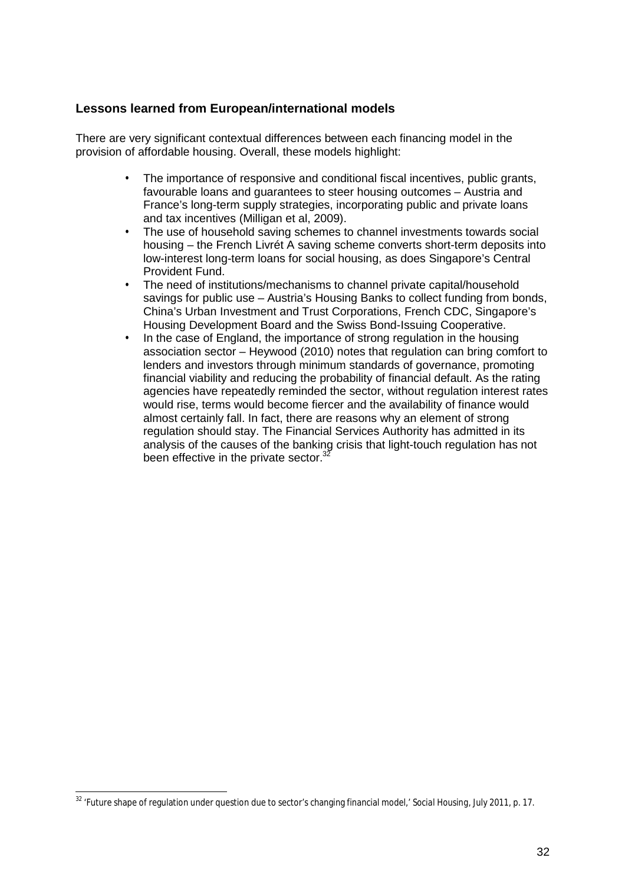### Lessons learned from European/international models

There are very significant contextual differences between each financing model in the provision of affordable housing. Overall, these models highlight:

- The importance of responsive and conditional fiscal incentives, public grants, favourable loans and guarantees to steer housing outcomes – Austria and France's long-term supply strategies, incorporating public and private loans and tax incentives (Milligan et al, 2009).
- The use of household saving schemes to channel investments towards social housing – the French Livrét A saving scheme converts short-term deposits into low-interest long-term loans for social housing, as does Singapore's Central Provident Fund.
- The need of institutions/mechanisms to channel private capital/household savings for public use – Austria's Housing Banks to collect funding from bonds, China's Urban Investment and Trust Corporations, French CDC, Singapore's Housing Development Board and the Swiss Bond-Issuing Cooperative.
- In the case of England, the importance of strong regulation in the housing association sector – Heywood (2010) notes that regulation can bring comfort to lenders and investors through minimum standards of governance, promoting financial viability and reducing the probability of financial default. As the rating agencies have repeatedly reminded the sector, without regulation interest rates would rise, terms would become fiercer and the availability of finance would almost certainly fall. In fact, there are reasons why an element of strong regulation should stay. The Financial Services Authority has admitted in its analysis of the causes of the banking crisis that light-touch regulation has not been effective in the private sector.[32]

[32] 'Future shape of regulation under question due to sector's changing financial model,' Social Housing, July 2011, p. 17.